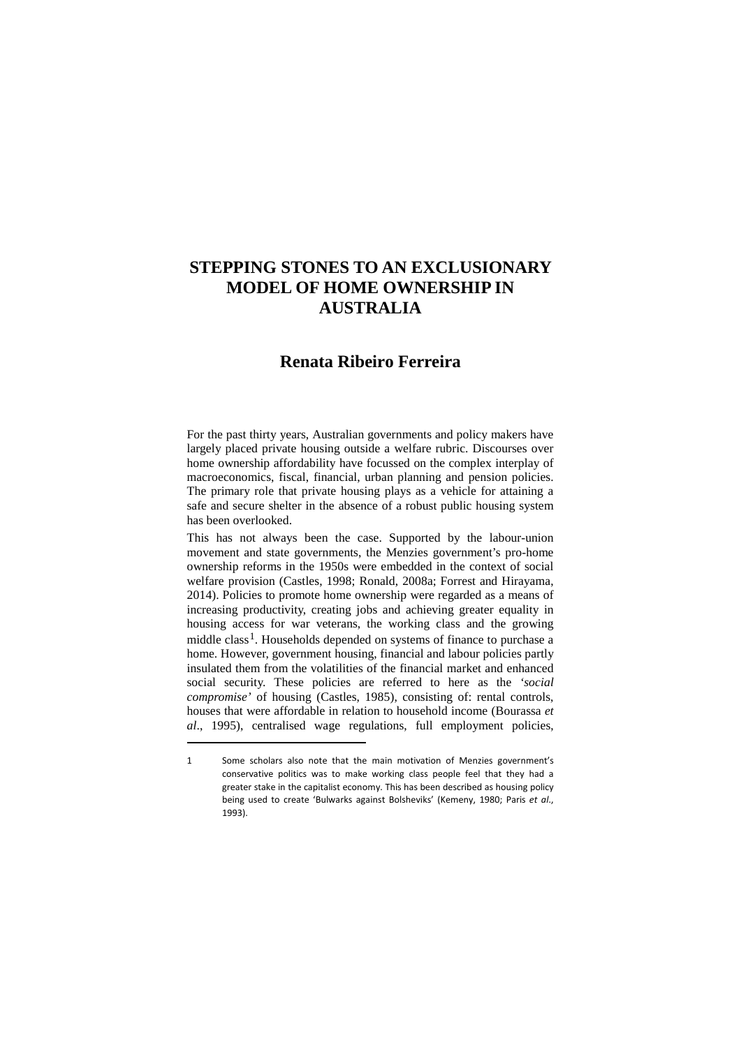# STEPPING STONES TO AN EXCLUSIONARY MODEL OF HOME OWNERSHIP IN AUSTRALIA

## Renata Ribeiro Ferreira

For the past thirty years, Australian governments and policy makers have largely placed private housing outside a welfare rubric. Discourses over home ownership affordability have focussed on the complex interplay of macroeconomics, fiscal, financial, urban planning and pension policies. The primary role that private housing plays as a vehicle for attaining a safe and secure shelter in the absence of a robust public housing system has been overlooked.

This has not always been the case. Supported by the labour-union movement and state governments, the Menzies government's pro-home ownership reforms in the 1950s were embedded in the context of social welfare provision (Castles, 1998; Ronald, 2008a; Forrest and Hirayama, 2014). Policies to promote home ownership were regarded as a means of increasing productivity, creating jobs and achieving greater equality in housing access for war veterans, the working class and the growing middle class[1]. Households depended on systems of finance to purchase a home. However, government housing, financial and labour policies partly insulated them from the volatilities of the financial market and enhanced social security. These policies are referred to here as the '*social compromise*' of housing (Castles, 1985), consisting of: rental controls, houses that were affordable in relation to household income (Bourassa *et al*., 1995), centralised wage regulations, full employment policies,

---

1 Some scholars also note that the main motivation of Menzies government's conservative politics was to make working class people feel that they had a greater stake in the capitalist economy. This has been described as housing policy being used to create 'Bulwarks against Bolsheviks' (Kemeny, 1980; Paris *et al*., 1993).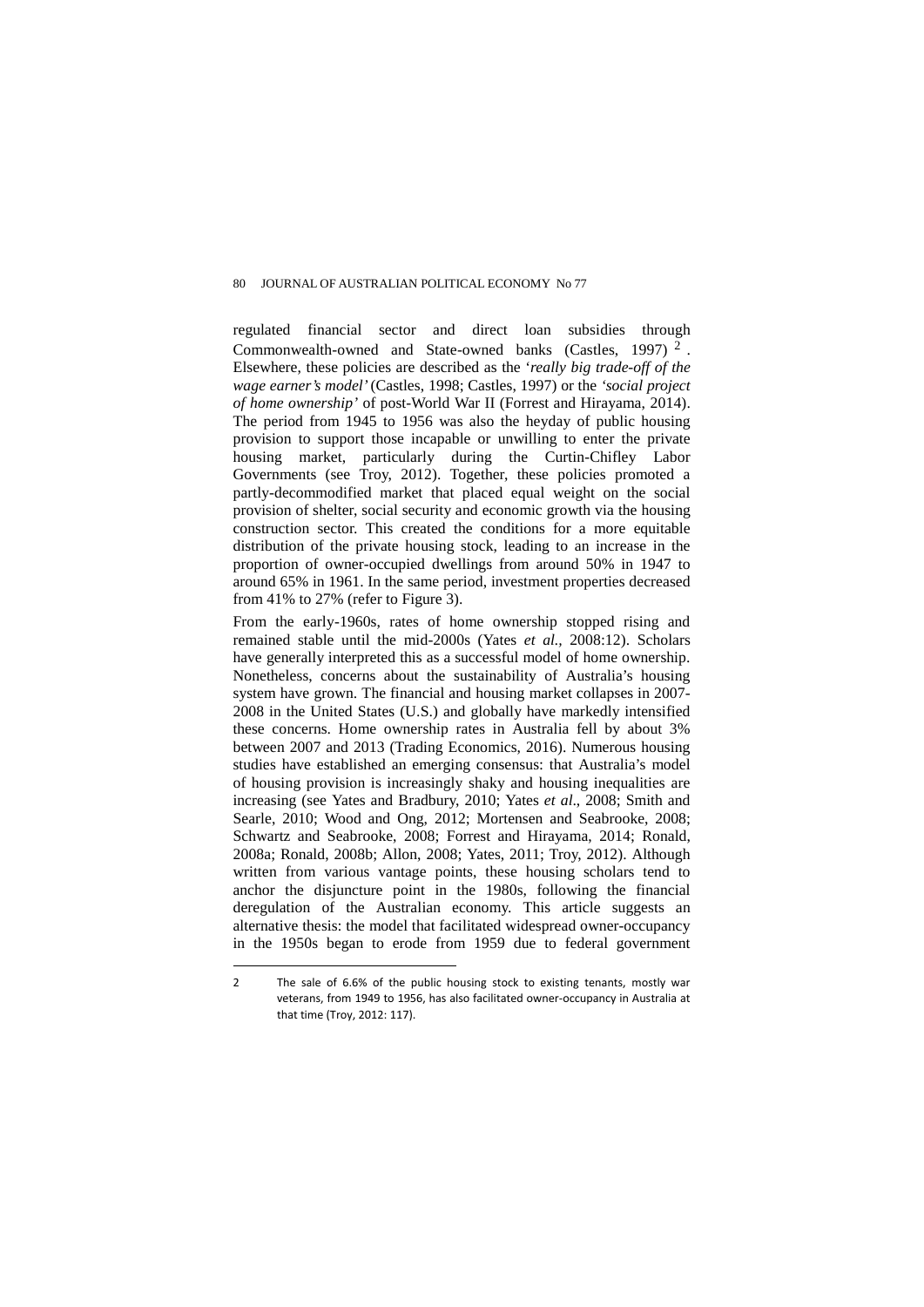regulated financial sector and direct loan subsidies through Commonwealth-owned and State-owned banks (Castles, 1997) [2]. Elsewhere, these policies are described as the '*really big trade-off of the wage earner's model'* (Castles, 1998; Castles, 1997) or the *'social project of home ownership'* of post-World War II (Forrest and Hirayama, 2014). The period from 1945 to 1956 was also the heyday of public housing provision to support those incapable or unwilling to enter the private housing market, particularly during the Curtin-Chifley Labor Governments (see Troy, 2012). Together, these policies promoted a partly-decommodified market that placed equal weight on the social provision of shelter, social security and economic growth via the housing construction sector. This created the conditions for a more equitable distribution of the private housing stock, leading to an increase in the proportion of owner-occupied dwellings from around 50% in 1947 to around 65% in 1961. In the same period, investment properties decreased from 41% to 27% (refer to Figure 3).

From the early-1960s, rates of home ownership stopped rising and remained stable until the mid-2000s (Yates *et al.*, 2008:12). Scholars have generally interpreted this as a successful model of home ownership. Nonetheless, concerns about the sustainability of Australia's housing system have grown. The financial and housing market collapses in 2007-2008 in the United States (U.S.) and globally have markedly intensified these concerns. Home ownership rates in Australia fell by about 3% between 2007 and 2013 (Trading Economics, 2016). Numerous housing studies have established an emerging consensus: that Australia's model of housing provision is increasingly shaky and housing inequalities are increasing (see Yates and Bradbury, 2010; Yates *et al*., 2008; Smith and Searle, 2010; Wood and Ong, 2012; Mortensen and Seabrooke, 2008; Schwartz and Seabrooke, 2008; Forrest and Hirayama, 2014; Ronald, 2008a; Ronald, 2008b; Allon, 2008; Yates, 2011; Troy, 2012). Although written from various vantage points, these housing scholars tend to anchor the disjuncture point in the 1980s, following the financial deregulation of the Australian economy. This article suggests an alternative thesis: the model that facilitated widespread owner-occupancy in the 1950s began to erode from 1959 due to federal government

[2] The sale of 6.6% of the public housing stock to existing tenants, mostly war veterans, from 1949 to 1956, has also facilitated owner-occupancy in Australia at that time (Troy, 2012: 117).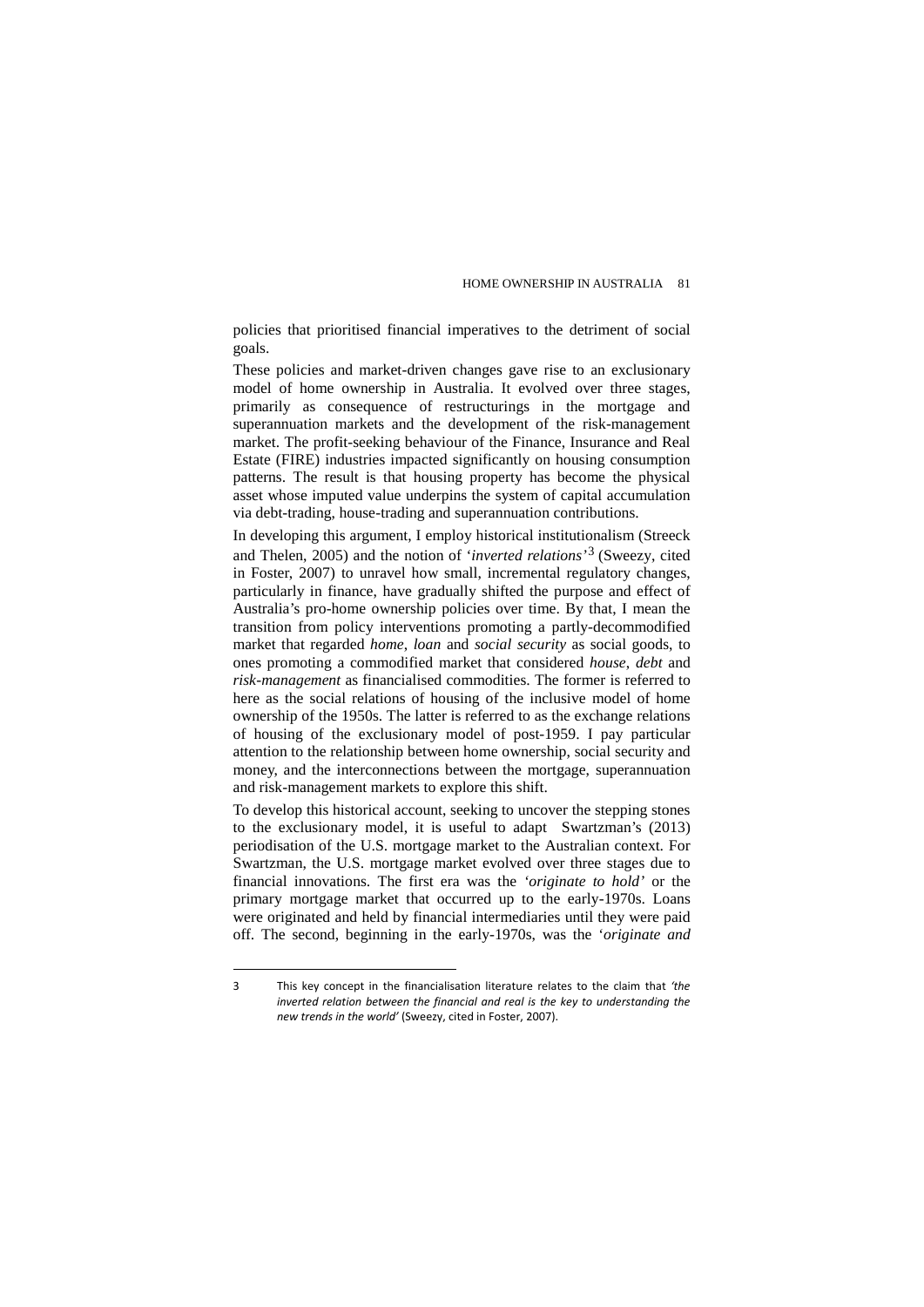policies that prioritised financial imperatives to the detriment of social goals.

These policies and market-driven changes gave rise to an exclusionary model of home ownership in Australia. It evolved over three stages, primarily as consequence of restructurings in the mortgage and superannuation markets and the development of the risk-management market. The profit-seeking behaviour of the Finance, Insurance and Real Estate (FIRE) industries impacted significantly on housing consumption patterns. The result is that housing property has become the physical asset whose imputed value underpins the system of capital accumulation via debt-trading, house-trading and superannuation contributions.

In developing this argument, I employ historical institutionalism (Streeck and Thelen, 2005) and the notion of '*inverted relations*'[3] (Sweezy, cited in Foster, 2007) to unravel how small, incremental regulatory changes, particularly in finance, have gradually shifted the purpose and effect of Australia's pro-home ownership policies over time. By that, I mean the transition from policy interventions promoting a partly-decommodified market that regarded *home*, *loan* and *social security* as social goods, to ones promoting a commodified market that considered *house*, *debt* and *risk-management* as financialised commodities. The former is referred to here as the social relations of housing of the inclusive model of home ownership of the 1950s. The latter is referred to as the exchange relations of housing of the exclusionary model of post-1959. I pay particular attention to the relationship between home ownership, social security and money, and the interconnections between the mortgage, superannuation and risk-management markets to explore this shift.

To develop this historical account, seeking to uncover the stepping stones to the exclusionary model, it is useful to adapt Swartzman's (2013) periodisation of the U.S. mortgage market to the Australian context. For Swartzman, the U.S. mortgage market evolved over three stages due to financial innovations. The first era was the '*originate to hold*' or the primary mortgage market that occurred up to the early-1970s. Loans were originated and held by financial intermediaries until they were paid off. The second, beginning in the early-1970s, was the '*originate and*

---

[3] This key concept in the financialisation literature relates to the claim that *'the inverted relation between the financial and real is the key to understanding the new trends in the world'* (Sweezy, cited in Foster, 2007).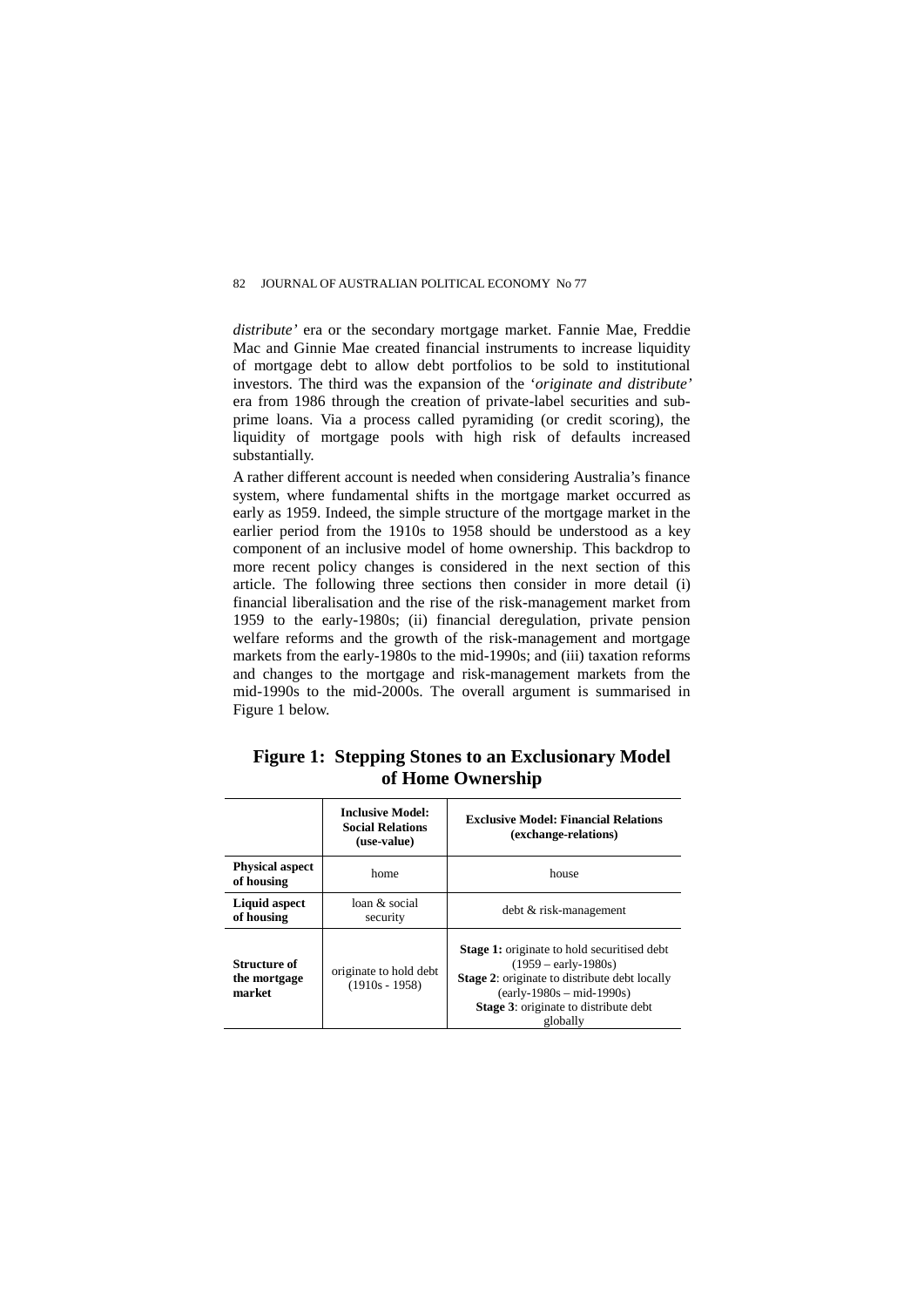*distribute'* era or the secondary mortgage market. Fannie Mae, Freddie Mac and Ginnie Mae created financial instruments to increase liquidity of mortgage debt to allow debt portfolios to be sold to institutional investors. The third was the expansion of the '*originate and distribute'* era from 1986 through the creation of private-label securities and sub-prime loans. Via a process called pyramiding (or credit scoring), the liquidity of mortgage pools with high risk of defaults increased substantially.

A rather different account is needed when considering Australia's finance system, where fundamental shifts in the mortgage market occurred as early as 1959. Indeed, the simple structure of the mortgage market in the earlier period from the 1910s to 1958 should be understood as a key component of an inclusive model of home ownership. This backdrop to more recent policy changes is considered in the next section of this article. The following three sections then consider in more detail (i) financial liberalisation and the rise of the risk-management market from 1959 to the early-1980s; (ii) financial deregulation, private pension welfare reforms and the growth of the risk-management and mortgage markets from the early-1980s to the mid-1990s; and (iii) taxation reforms and changes to the mortgage and risk-management markets from the mid-1990s to the mid-2000s. The overall argument is summarised in Figure 1 below.

**Figure 1: Stepping Stones to an Exclusionary Model of Home Ownership**

| | **Inclusive Model: Social Relations (use-value)** | **Exclusive Model: Financial Relations (exchange-relations)** |
|---|---|---|
| **Physical aspect of housing** | home | house |
| **Liquid aspect of housing** | loan & social security | debt & risk-management |
| **Structure of the mortgage market** | originate to hold debt (1910s - 1958) | **Stage 1:** originate to hold securitised debt (1959 – early-1980s) **Stage 2**: originate to distribute debt locally (early-1980s – mid-1990s) **Stage 3**: originate to distribute debt globally |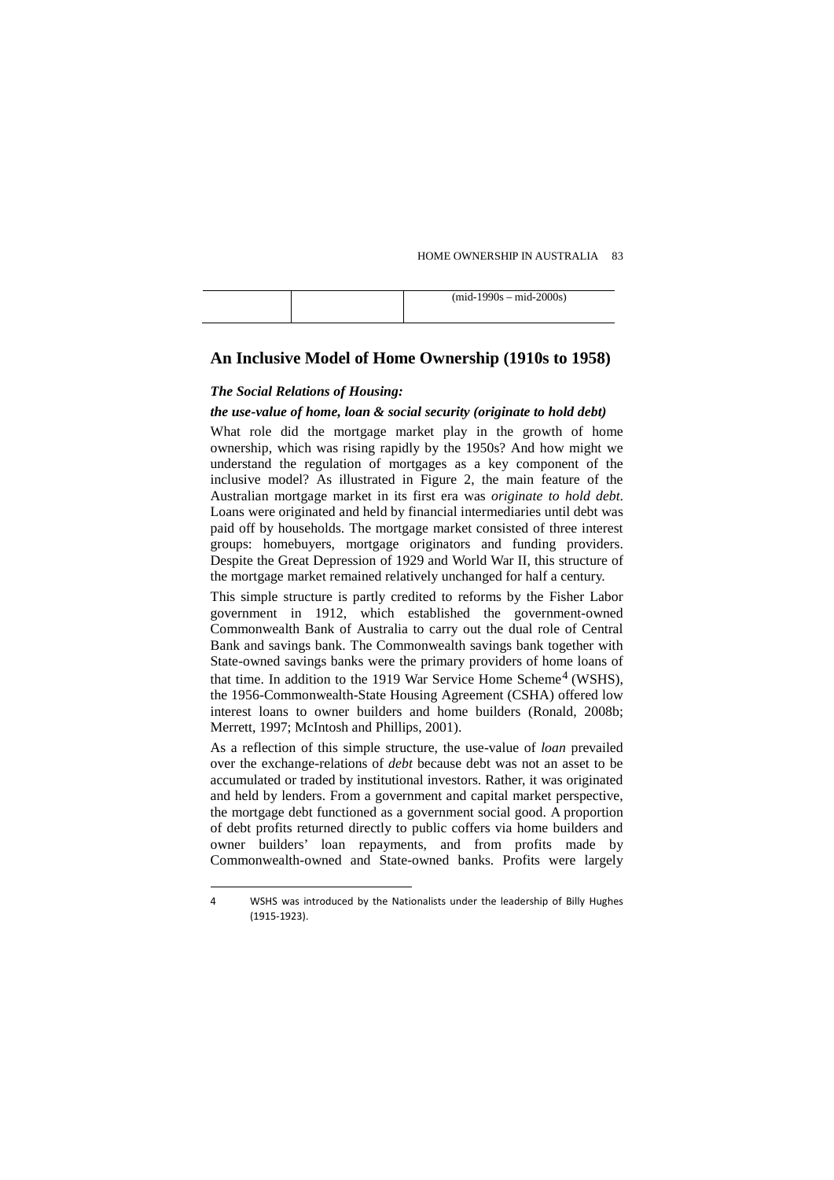| | | (mid-1990s – mid-2000s) |
|---|---|---|

## An Inclusive Model of Home Ownership (1910s to 1958)

***The Social Relations of Housing:***

***the use-value of home, loan & social security (originate to hold debt)***

What role did the mortgage market play in the growth of home ownership, which was rising rapidly by the 1950s? And how might we understand the regulation of mortgages as a key component of the inclusive model? As illustrated in Figure 2, the main feature of the Australian mortgage market in its first era was *originate to hold debt*. Loans were originated and held by financial intermediaries until debt was paid off by households. The mortgage market consisted of three interest groups: homebuyers, mortgage originators and funding providers. Despite the Great Depression of 1929 and World War II, this structure of the mortgage market remained relatively unchanged for half a century.

This simple structure is partly credited to reforms by the Fisher Labor government in 1912, which established the government-owned Commonwealth Bank of Australia to carry out the dual role of Central Bank and savings bank. The Commonwealth savings bank together with State-owned savings banks were the primary providers of home loans of that time. In addition to the 1919 War Service Home Scheme[4] (WSHS), the 1956-Commonwealth-State Housing Agreement (CSHA) offered low interest loans to owner builders and home builders (Ronald, 2008b; Merrett, 1997; McIntosh and Phillips, 2001).

As a reflection of this simple structure, the use-value of *loan* prevailed over the exchange-relations of *debt* because debt was not an asset to be accumulated or traded by institutional investors. Rather, it was originated and held by lenders. From a government and capital market perspective, the mortgage debt functioned as a government social good. A proportion of debt profits returned directly to public coffers via home builders and owner builders' loan repayments, and from profits made by Commonwealth-owned and State-owned banks. Profits were largely

---

4 WSHS was introduced by the Nationalists under the leadership of Billy Hughes (1915-1923).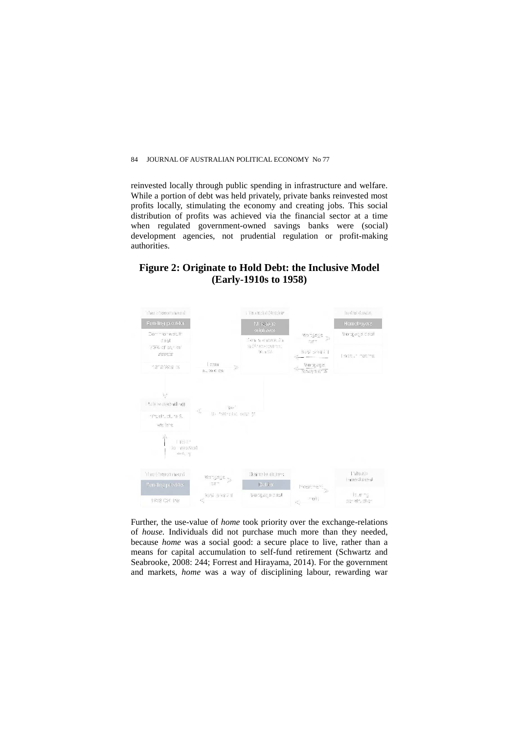reinvested locally through public spending in infrastructure and welfare. While a portion of debt was held privately, private banks reinvested most profits locally, stimulating the economy and creating jobs. This social distribution of profits was achieved via the financial sector at a time when regulated government-owned savings banks were (social) development agencies, not prudential regulation or profit-making authorities.

## Figure 2: Originate to Hold Debt: the Inclusive Model (Early-1910s to 1958)

Further, the use-value of *home* took priority over the exchange-relations of *house.* Individuals did not purchase much more than they needed, because *home* was a social good: a secure place to live, rather than a means for capital accumulation to self-fund retirement (Schwartz and Seabrooke, 2008: 244; Forrest and Hirayama, 2014). For the government and markets, *home* was a way of disciplining labour, rewarding war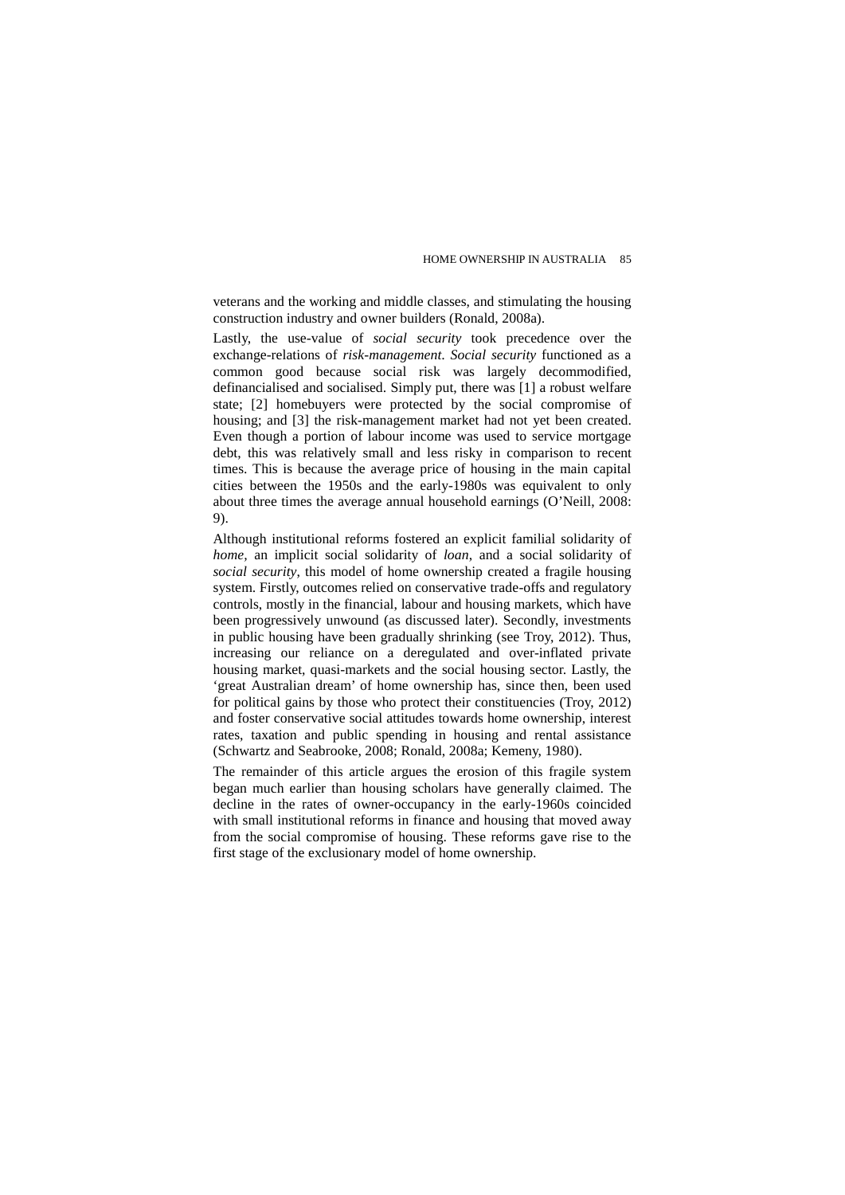veterans and the working and middle classes, and stimulating the housing construction industry and owner builders (Ronald, 2008a).

Lastly, the use-value of *social security* took precedence over the exchange-relations of *risk-management*. *Social security* functioned as a common good because social risk was largely decommodified, definancialised and socialised. Simply put, there was [1] a robust welfare state; [2] homebuyers were protected by the social compromise of housing; and [3] the risk-management market had not yet been created. Even though a portion of labour income was used to service mortgage debt, this was relatively small and less risky in comparison to recent times. This is because the average price of housing in the main capital cities between the 1950s and the early-1980s was equivalent to only about three times the average annual household earnings (O'Neill, 2008: 9).

Although institutional reforms fostered an explicit familial solidarity of *home*, an implicit social solidarity of *loan*, and a social solidarity of *social security*, this model of home ownership created a fragile housing system. Firstly, outcomes relied on conservative trade-offs and regulatory controls, mostly in the financial, labour and housing markets, which have been progressively unwound (as discussed later). Secondly, investments in public housing have been gradually shrinking (see Troy, 2012). Thus, increasing our reliance on a deregulated and over-inflated private housing market, quasi-markets and the social housing sector. Lastly, the 'great Australian dream' of home ownership has, since then, been used for political gains by those who protect their constituencies (Troy, 2012) and foster conservative social attitudes towards home ownership, interest rates, taxation and public spending in housing and rental assistance (Schwartz and Seabrooke, 2008; Ronald, 2008a; Kemeny, 1980).

The remainder of this article argues the erosion of this fragile system began much earlier than housing scholars have generally claimed. The decline in the rates of owner-occupancy in the early-1960s coincided with small institutional reforms in finance and housing that moved away from the social compromise of housing. These reforms gave rise to the first stage of the exclusionary model of home ownership.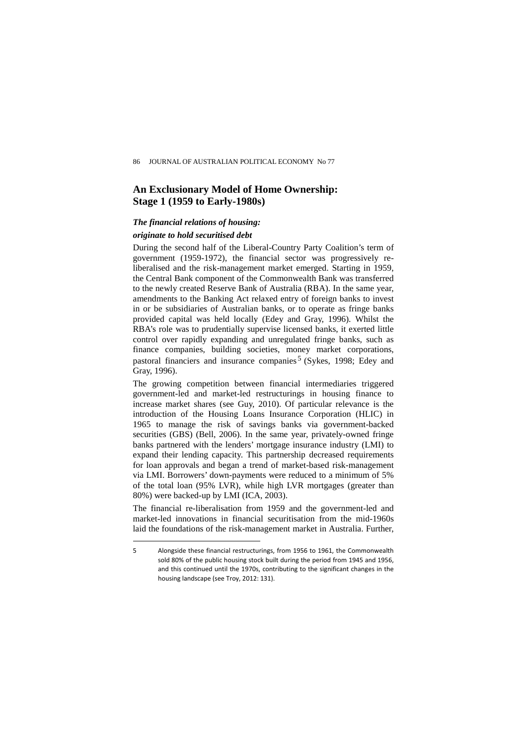## An Exclusionary Model of Home Ownership: Stage 1 (1959 to Early-1980s)

### *The financial relations of housing: originate to hold securitised debt*

During the second half of the Liberal-Country Party Coalition's term of government (1959-1972), the financial sector was progressively re-liberalised and the risk-management market emerged. Starting in 1959, the Central Bank component of the Commonwealth Bank was transferred to the newly created Reserve Bank of Australia (RBA). In the same year, amendments to the Banking Act relaxed entry of foreign banks to invest in or be subsidiaries of Australian banks, or to operate as fringe banks provided capital was held locally (Edey and Gray, 1996). Whilst the RBA's role was to prudentially supervise licensed banks, it exerted little control over rapidly expanding and unregulated fringe banks, such as finance companies, building societies, money market corporations, pastoral financiers and insurance companies[5] (Sykes, 1998; Edey and Gray, 1996).

The growing competition between financial intermediaries triggered government-led and market-led restructurings in housing finance to increase market shares (see Guy, 2010). Of particular relevance is the introduction of the Housing Loans Insurance Corporation (HLIC) in 1965 to manage the risk of savings banks via government-backed securities (GBS) (Bell, 2006). In the same year, privately-owned fringe banks partnered with the lenders' mortgage insurance industry (LMI) to expand their lending capacity. This partnership decreased requirements for loan approvals and began a trend of market-based risk-management via LMI. Borrowers' down-payments were reduced to a minimum of 5% of the total loan (95% LVR), while high LVR mortgages (greater than 80%) were backed-up by LMI (ICA, 2003).

The financial re-liberalisation from 1959 and the government-led and market-led innovations in financial securitisation from the mid-1960s laid the foundations of the risk-management market in Australia. Further,

---

5 Alongside these financial restructurings, from 1956 to 1961, the Commonwealth sold 80% of the public housing stock built during the period from 1945 and 1956, and this continued until the 1970s, contributing to the significant changes in the housing landscape (see Troy, 2012: 131).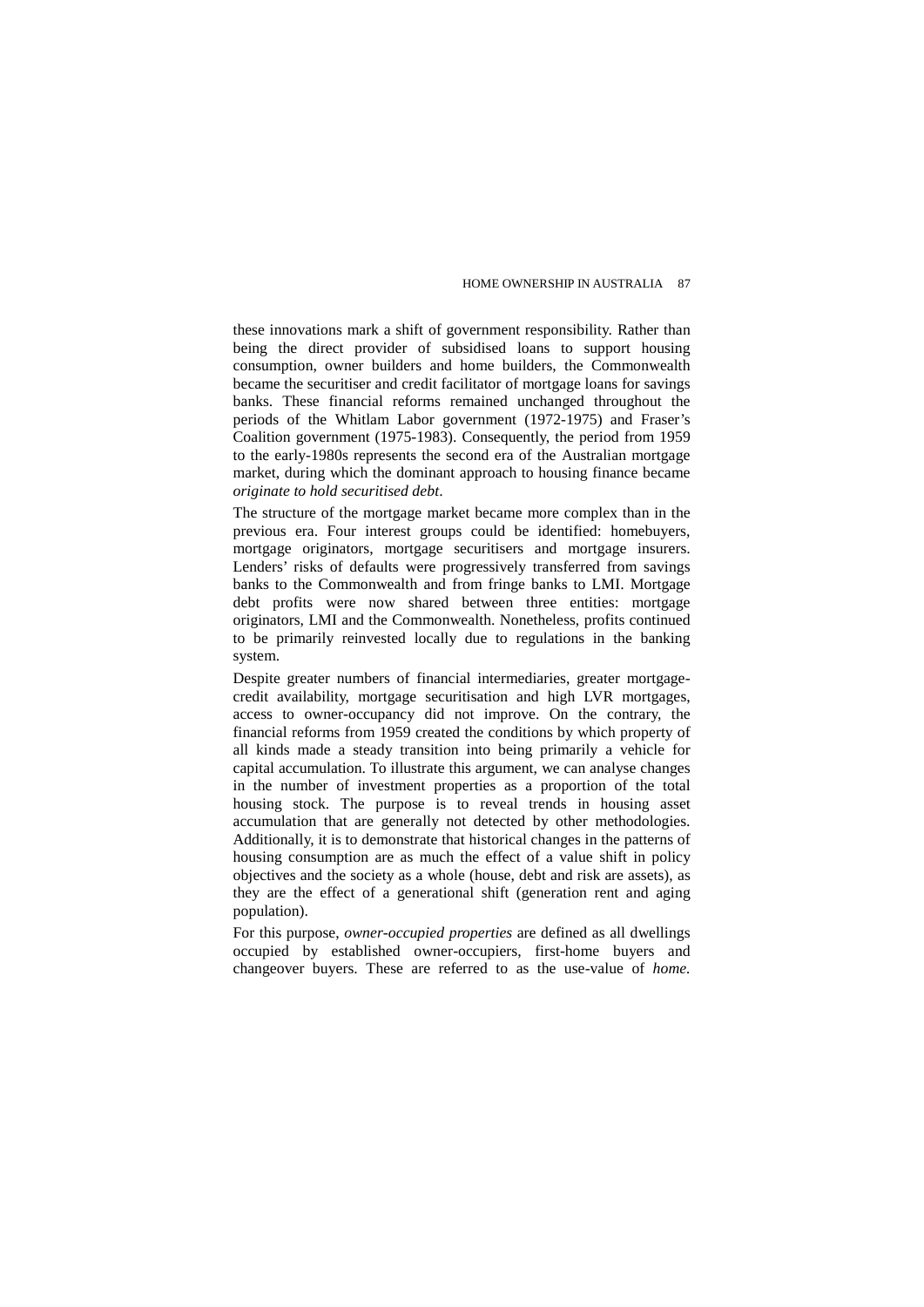these innovations mark a shift of government responsibility. Rather than being the direct provider of subsidised loans to support housing consumption, owner builders and home builders, the Commonwealth became the securitiser and credit facilitator of mortgage loans for savings banks. These financial reforms remained unchanged throughout the periods of the Whitlam Labor government (1972-1975) and Fraser's Coalition government (1975-1983). Consequently, the period from 1959 to the early-1980s represents the second era of the Australian mortgage market, during which the dominant approach to housing finance became *originate to hold securitised debt*.

The structure of the mortgage market became more complex than in the previous era. Four interest groups could be identified: homebuyers, mortgage originators, mortgage securitisers and mortgage insurers. Lenders' risks of defaults were progressively transferred from savings banks to the Commonwealth and from fringe banks to LMI. Mortgage debt profits were now shared between three entities: mortgage originators, LMI and the Commonwealth. Nonetheless, profits continued to be primarily reinvested locally due to regulations in the banking system.

Despite greater numbers of financial intermediaries, greater mortgage-credit availability, mortgage securitisation and high LVR mortgages, access to owner-occupancy did not improve. On the contrary, the financial reforms from 1959 created the conditions by which property of all kinds made a steady transition into being primarily a vehicle for capital accumulation. To illustrate this argument, we can analyse changes in the number of investment properties as a proportion of the total housing stock. The purpose is to reveal trends in housing asset accumulation that are generally not detected by other methodologies. Additionally, it is to demonstrate that historical changes in the patterns of housing consumption are as much the effect of a value shift in policy objectives and the society as a whole (house, debt and risk are assets), as they are the effect of a generational shift (generation rent and aging population).

For this purpose, *owner-occupied properties* are defined as all dwellings occupied by established owner-occupiers, first-home buyers and changeover buyers. These are referred to as the use-value of *home.*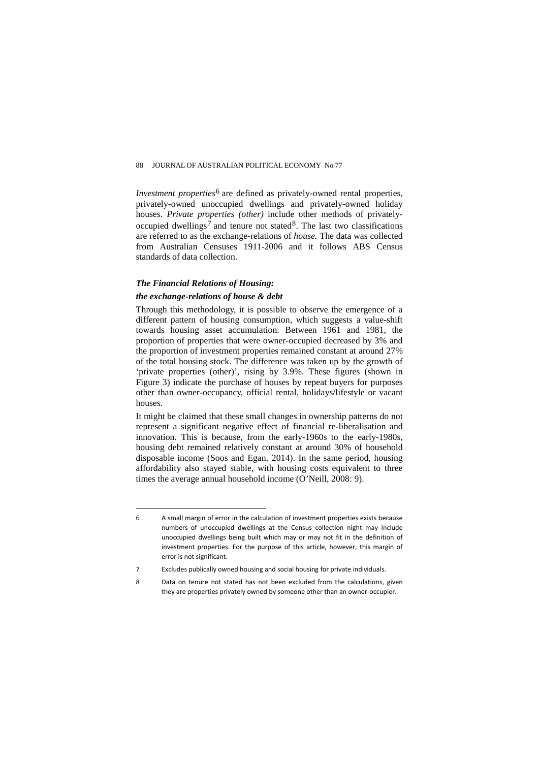*Investment properties*[6] are defined as privately-owned rental properties, privately-owned unoccupied dwellings and privately-owned holiday houses. *Private properties (other)* include other methods of privately-occupied dwellings[7] and tenure not stated[8]. The last two classifications are referred to as the exchange-relations of *house.* The data was collected from Australian Censuses 1911-2006 and it follows ABS Census standards of data collection.

### *The Financial Relations of Housing: the exchange-relations of house & debt*

Through this methodology, it is possible to observe the emergence of a different pattern of housing consumption, which suggests a value-shift towards housing asset accumulation. Between 1961 and 1981, the proportion of properties that were owner-occupied decreased by 3% and the proportion of investment properties remained constant at around 27% of the total housing stock. The difference was taken up by the growth of 'private properties (other)', rising by 3.9%. These figures (shown in Figure 3) indicate the purchase of houses by repeat buyers for purposes other than owner-occupancy, official rental, holidays/lifestyle or vacant houses.

It might be claimed that these small changes in ownership patterns do not represent a significant negative effect of financial re-liberalisation and innovation. This is because, from the early-1960s to the early-1980s, housing debt remained relatively constant at around 30% of household disposable income (Soos and Egan, 2014). In the same period, housing affordability also stayed stable, with housing costs equivalent to three times the average annual household income (O'Neill, 2008: 9).

---

6 A small margin of error in the calculation of investment properties exists because numbers of unoccupied dwellings at the Census collection night may include unoccupied dwellings being built which may or may not fit in the definition of investment properties. For the purpose of this article, however, this margin of error is not significant.

7 Excludes publically owned housing and social housing for private individuals.

8 Data on tenure not stated has not been excluded from the calculations, given they are properties privately owned by someone other than an owner-occupier.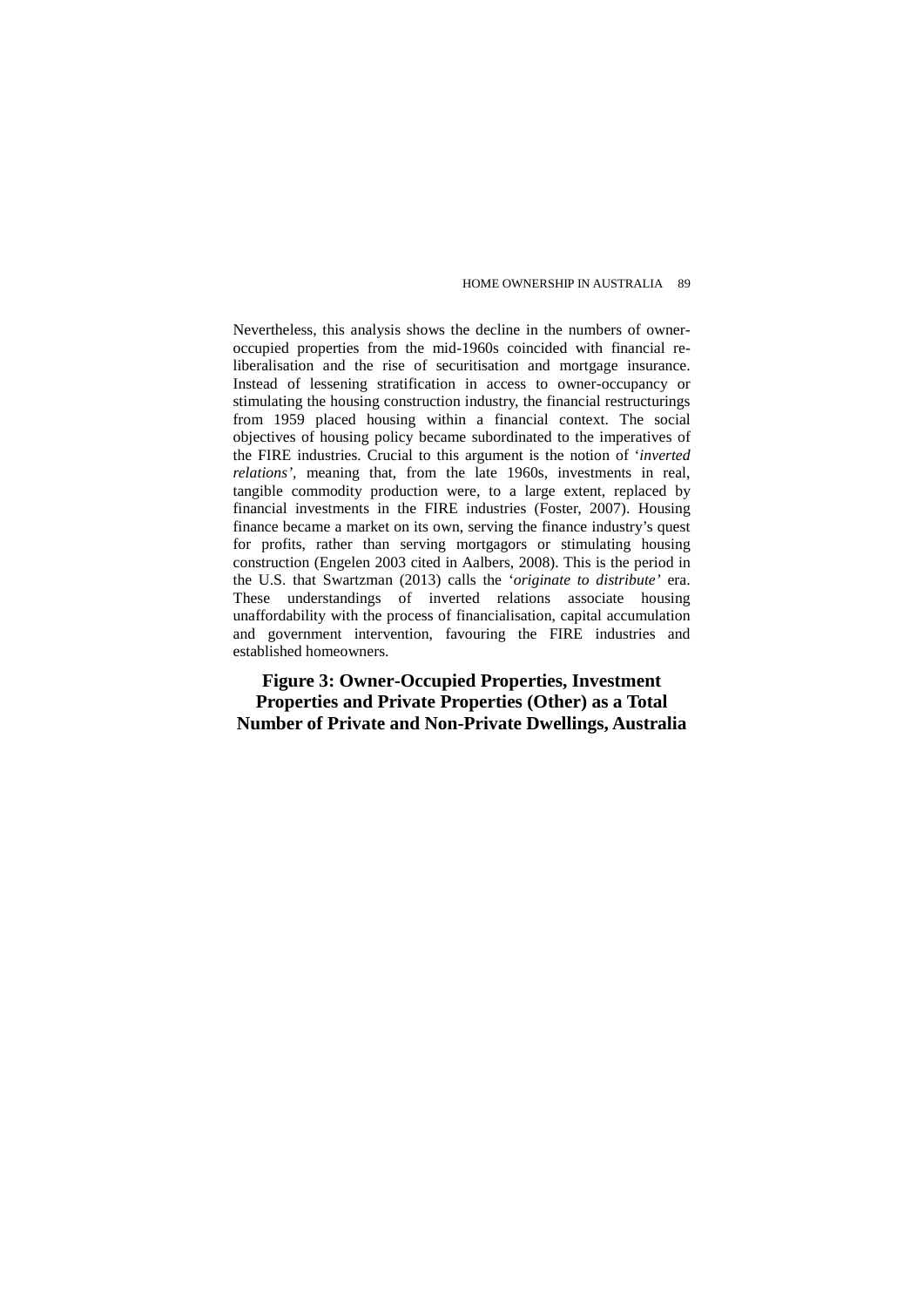Nevertheless, this analysis shows the decline in the numbers of owner-occupied properties from the mid-1960s coincided with financial re-liberalisation and the rise of securitisation and mortgage insurance. Instead of lessening stratification in access to owner-occupancy or stimulating the housing construction industry, the financial restructurings from 1959 placed housing within a financial context. The social objectives of housing policy became subordinated to the imperatives of the FIRE industries. Crucial to this argument is the notion of '*inverted relations'*, meaning that, from the late 1960s, investments in real, tangible commodity production were, to a large extent, replaced by financial investments in the FIRE industries (Foster, 2007). Housing finance became a market on its own, serving the finance industry's quest for profits, rather than serving mortgagors or stimulating housing construction (Engelen 2003 cited in Aalbers, 2008). This is the period in the U.S. that Swartzman (2013) calls the '*originate to distribute'* era. These understandings of inverted relations associate housing unaffordability with the process of financialisation, capital accumulation and government intervention, favouring the FIRE industries and established homeowners.

**Figure 3: Owner-Occupied Properties, Investment Properties and Private Properties (Other) as a Total Number of Private and Non-Private Dwellings, Australia**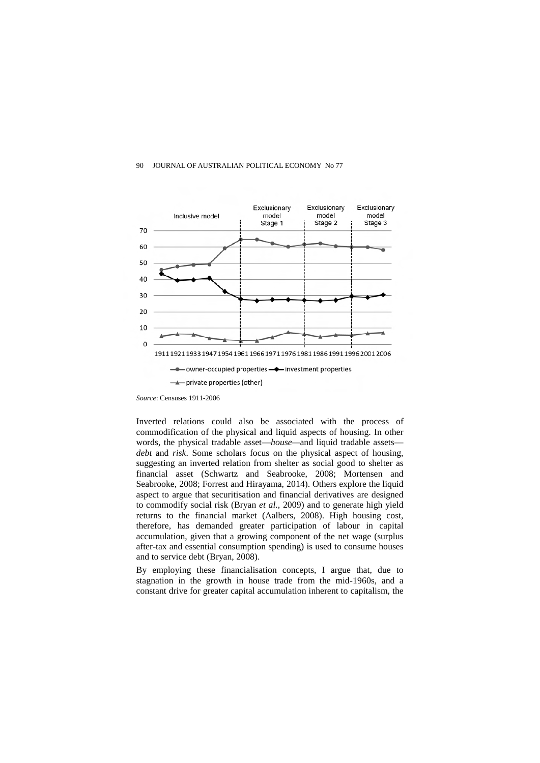*Source*: Censuses 1911-2006

Inverted relations could also be associated with the process of commodification of the physical and liquid aspects of housing. In other words, the physical tradable asset—*house*—and liquid tradable assets—*debt* and *risk*. Some scholars focus on the physical aspect of housing, suggesting an inverted relation from shelter as social good to shelter as financial asset (Schwartz and Seabrooke, 2008; Mortensen and Seabrooke, 2008; Forrest and Hirayama, 2014). Others explore the liquid aspect to argue that securitisation and financial derivatives are designed to commodify social risk (Bryan *et al.*, 2009) and to generate high yield returns to the financial market (Aalbers, 2008). High housing cost, therefore, has demanded greater participation of labour in capital accumulation, given that a growing component of the net wage (surplus after-tax and essential consumption spending) is used to consume houses and to service debt (Bryan, 2008).

By employing these financialisation concepts, I argue that, due to stagnation in the growth in house trade from the mid-1960s, and a constant drive for greater capital accumulation inherent to capitalism, the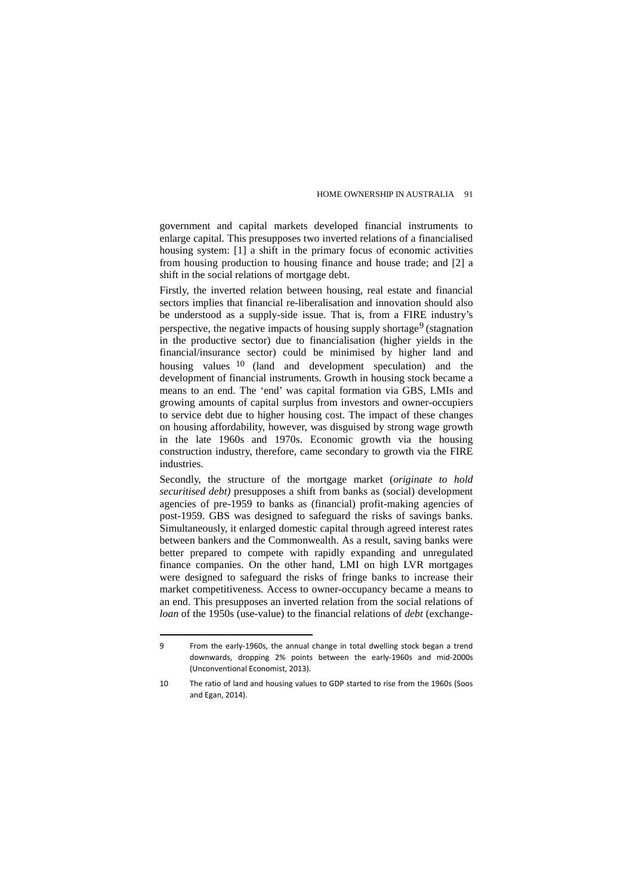government and capital markets developed financial instruments to enlarge capital. This presupposes two inverted relations of a financialised housing system: [1] a shift in the primary focus of economic activities from housing production to housing finance and house trade; and [2] a shift in the social relations of mortgage debt.

Firstly, the inverted relation between housing, real estate and financial sectors implies that financial re-liberalisation and innovation should also be understood as a supply-side issue. That is, from a FIRE industry's perspective, the negative impacts of housing supply shortage[9] (stagnation in the productive sector) due to financialisation (higher yields in the financial/insurance sector) could be minimised by higher land and housing values [10] (land and development speculation) and the development of financial instruments. Growth in housing stock became a means to an end. The 'end' was capital formation via GBS, LMIs and growing amounts of capital surplus from investors and owner-occupiers to service debt due to higher housing cost. The impact of these changes on housing affordability, however, was disguised by strong wage growth in the late 1960s and 1970s. Economic growth via the housing construction industry, therefore, came secondary to growth via the FIRE industries.

Secondly, the structure of the mortgage market (*originate to hold securitised debt)* presupposes a shift from banks as (social) development agencies of pre-1959 to banks as (financial) profit-making agencies of post-1959. GBS was designed to safeguard the risks of savings banks. Simultaneously, it enlarged domestic capital through agreed interest rates between bankers and the Commonwealth. As a result, saving banks were better prepared to compete with rapidly expanding and unregulated finance companies. On the other hand, LMI on high LVR mortgages were designed to safeguard the risks of fringe banks to increase their market competitiveness. Access to owner-occupancy became a means to an end. This presupposes an inverted relation from the social relations of *loan* of the 1950s (use-value) to the financial relations of *debt* (exchange-

---

9 From the early-1960s, the annual change in total dwelling stock began a trend downwards, dropping 2% points between the early-1960s and mid-2000s (Unconventional Economist, 2013).

10 The ratio of land and housing values to GDP started to rise from the 1960s (Soos and Egan, 2014).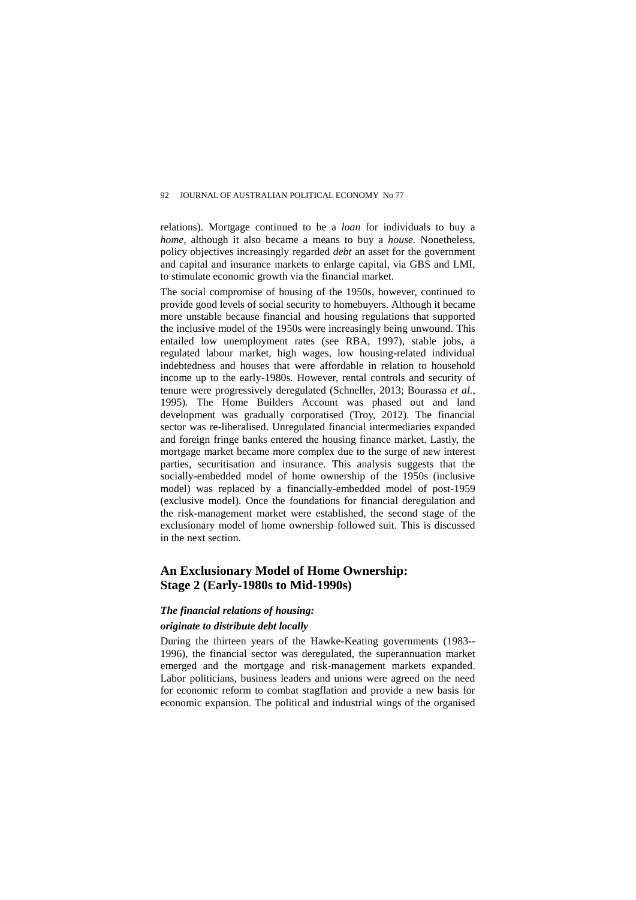relations). Mortgage continued to be a *loan* for individuals to buy a *home*, although it also became a means to buy a *house*. Nonetheless, policy objectives increasingly regarded *debt* an asset for the government and capital and insurance markets to enlarge capital, via GBS and LMI, to stimulate economic growth via the financial market.

The social compromise of housing of the 1950s, however, continued to provide good levels of social security to homebuyers. Although it became more unstable because financial and housing regulations that supported the inclusive model of the 1950s were increasingly being unwound. This entailed low unemployment rates (see RBA, 1997), stable jobs, a regulated labour market, high wages, low housing-related individual indebtedness and houses that were affordable in relation to household income up to the early-1980s. However, rental controls and security of tenure were progressively deregulated (Schneller, 2013; Bourassa *et al.*, 1995). The Home Builders Account was phased out and land development was gradually corporatised (Troy, 2012). The financial sector was re-liberalised. Unregulated financial intermediaries expanded and foreign fringe banks entered the housing finance market. Lastly, the mortgage market became more complex due to the surge of new interest parties, securitisation and insurance. This analysis suggests that the socially-embedded model of home ownership of the 1950s (inclusive model) was replaced by a financially-embedded model of post-1959 (exclusive model). Once the foundations for financial deregulation and the risk-management market were established, the second stage of the exclusionary model of home ownership followed suit. This is discussed in the next section.

## An Exclusionary Model of Home Ownership: Stage 2 (Early-1980s to Mid-1990s)

### *The financial relations of housing: originate to distribute debt locally*

During the thirteen years of the Hawke-Keating governments (1983--1996), the financial sector was deregulated, the superannuation market emerged and the mortgage and risk-management markets expanded. Labor politicians, business leaders and unions were agreed on the need for economic reform to combat stagflation and provide a new basis for economic expansion. The political and industrial wings of the organised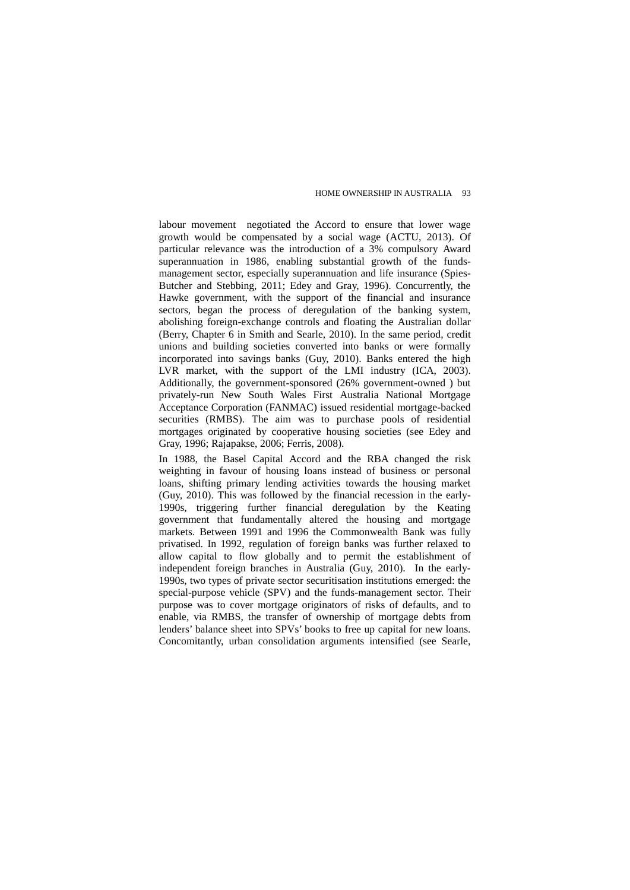labour movement negotiated the Accord to ensure that lower wage growth would be compensated by a social wage (ACTU, 2013). Of particular relevance was the introduction of a 3% compulsory Award superannuation in 1986, enabling substantial growth of the funds-management sector, especially superannuation and life insurance (Spies-Butcher and Stebbing, 2011; Edey and Gray, 1996). Concurrently, the Hawke government, with the support of the financial and insurance sectors, began the process of deregulation of the banking system, abolishing foreign-exchange controls and floating the Australian dollar (Berry, Chapter 6 in Smith and Searle, 2010). In the same period, credit unions and building societies converted into banks or were formally incorporated into savings banks (Guy, 2010). Banks entered the high LVR market, with the support of the LMI industry (ICA, 2003). Additionally, the government-sponsored (26% government-owned ) but privately-run New South Wales First Australia National Mortgage Acceptance Corporation (FANMAC) issued residential mortgage-backed securities (RMBS). The aim was to purchase pools of residential mortgages originated by cooperative housing societies (see Edey and Gray, 1996; Rajapakse, 2006; Ferris, 2008).

In 1988, the Basel Capital Accord and the RBA changed the risk weighting in favour of housing loans instead of business or personal loans, shifting primary lending activities towards the housing market (Guy, 2010). This was followed by the financial recession in the early-1990s, triggering further financial deregulation by the Keating government that fundamentally altered the housing and mortgage markets. Between 1991 and 1996 the Commonwealth Bank was fully privatised. In 1992, regulation of foreign banks was further relaxed to allow capital to flow globally and to permit the establishment of independent foreign branches in Australia (Guy, 2010). In the early-1990s, two types of private sector securitisation institutions emerged: the special-purpose vehicle (SPV) and the funds-management sector. Their purpose was to cover mortgage originators of risks of defaults, and to enable, via RMBS, the transfer of ownership of mortgage debts from lenders' balance sheet into SPVs' books to free up capital for new loans. Concomitantly, urban consolidation arguments intensified (see Searle,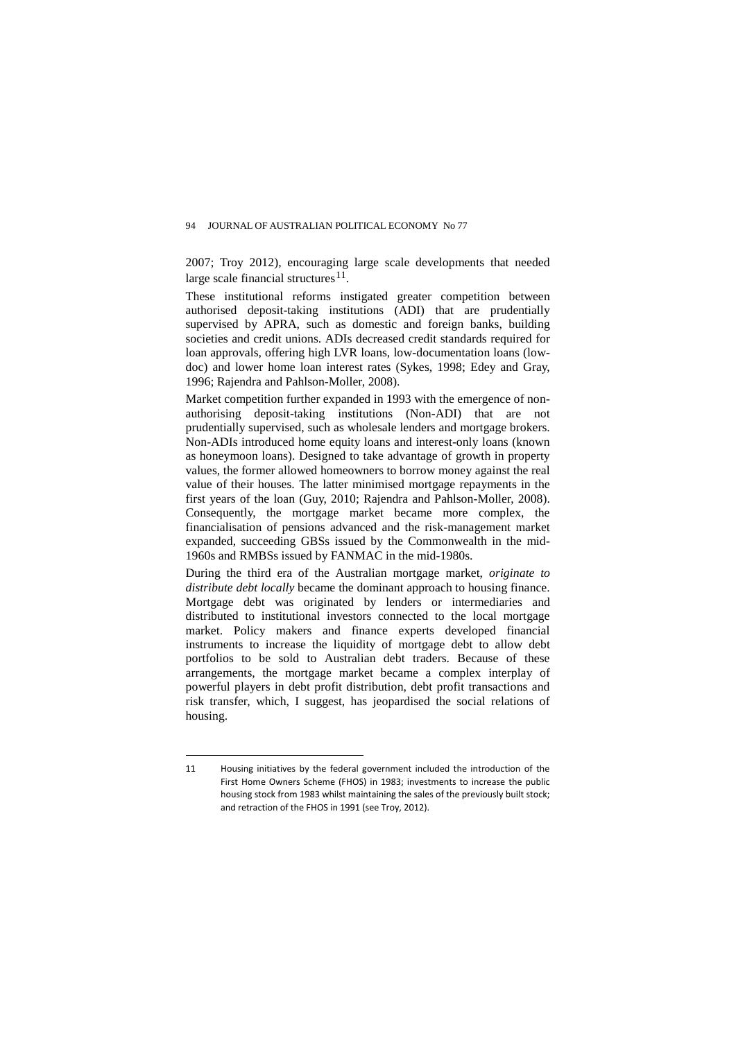2007; Troy 2012), encouraging large scale developments that needed large scale financial structures[11].

These institutional reforms instigated greater competition between authorised deposit-taking institutions (ADI) that are prudentially supervised by APRA, such as domestic and foreign banks, building societies and credit unions. ADIs decreased credit standards required for loan approvals, offering high LVR loans, low-documentation loans (low-doc) and lower home loan interest rates (Sykes, 1998; Edey and Gray, 1996; Rajendra and Pahlson-Moller, 2008).

Market competition further expanded in 1993 with the emergence of non-authorising deposit-taking institutions (Non-ADI) that are not prudentially supervised, such as wholesale lenders and mortgage brokers. Non-ADIs introduced home equity loans and interest-only loans (known as honeymoon loans). Designed to take advantage of growth in property values, the former allowed homeowners to borrow money against the real value of their houses. The latter minimised mortgage repayments in the first years of the loan (Guy, 2010; Rajendra and Pahlson-Moller, 2008). Consequently, the mortgage market became more complex, the financialisation of pensions advanced and the risk-management market expanded, succeeding GBSs issued by the Commonwealth in the mid-1960s and RMBSs issued by FANMAC in the mid-1980s.

During the third era of the Australian mortgage market, *originate to distribute debt locally* became the dominant approach to housing finance. Mortgage debt was originated by lenders or intermediaries and distributed to institutional investors connected to the local mortgage market. Policy makers and finance experts developed financial instruments to increase the liquidity of mortgage debt to allow debt portfolios to be sold to Australian debt traders. Because of these arrangements, the mortgage market became a complex interplay of powerful players in debt profit distribution, debt profit transactions and risk transfer, which, I suggest, has jeopardised the social relations of housing.

---

11 Housing initiatives by the federal government included the introduction of the First Home Owners Scheme (FHOS) in 1983; investments to increase the public housing stock from 1983 whilst maintaining the sales of the previously built stock; and retraction of the FHOS in 1991 (see Troy, 2012).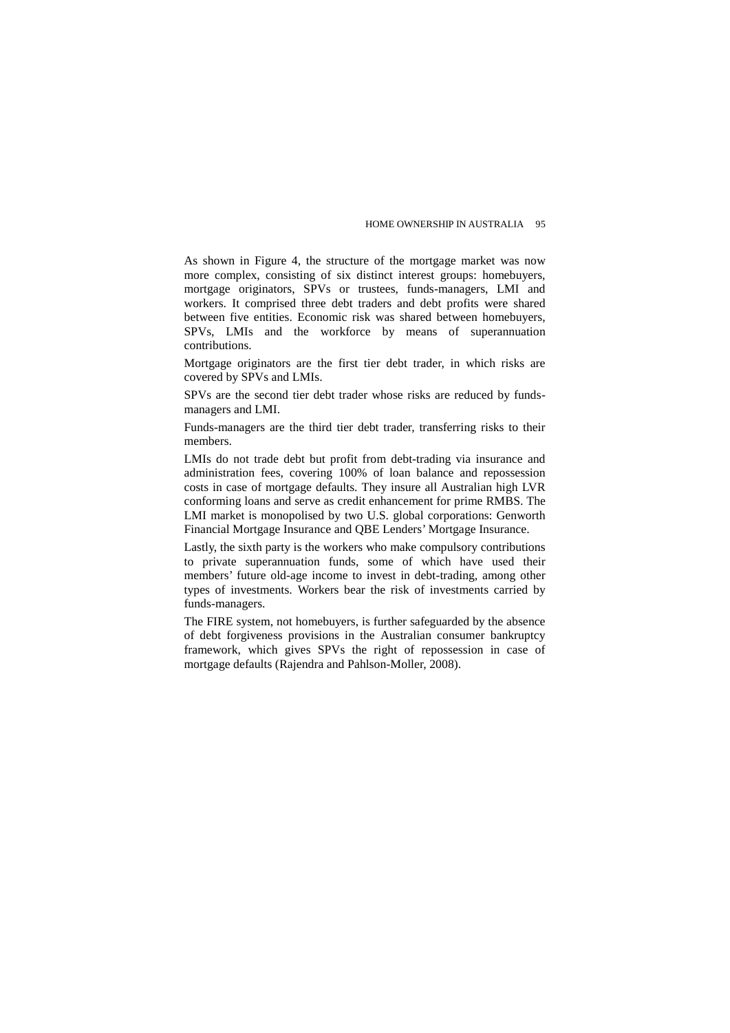As shown in Figure 4, the structure of the mortgage market was now more complex, consisting of six distinct interest groups: homebuyers, mortgage originators, SPVs or trustees, funds-managers, LMI and workers. It comprised three debt traders and debt profits were shared between five entities. Economic risk was shared between homebuyers, SPVs, LMIs and the workforce by means of superannuation contributions.

Mortgage originators are the first tier debt trader, in which risks are covered by SPVs and LMIs.

SPVs are the second tier debt trader whose risks are reduced by funds-managers and LMI.

Funds-managers are the third tier debt trader, transferring risks to their members.

LMIs do not trade debt but profit from debt-trading via insurance and administration fees, covering 100% of loan balance and repossession costs in case of mortgage defaults. They insure all Australian high LVR conforming loans and serve as credit enhancement for prime RMBS. The LMI market is monopolised by two U.S. global corporations: Genworth Financial Mortgage Insurance and QBE Lenders' Mortgage Insurance.

Lastly, the sixth party is the workers who make compulsory contributions to private superannuation funds, some of which have used their members' future old-age income to invest in debt-trading, among other types of investments. Workers bear the risk of investments carried by funds-managers.

The FIRE system, not homebuyers, is further safeguarded by the absence of debt forgiveness provisions in the Australian consumer bankruptcy framework, which gives SPVs the right of repossession in case of mortgage defaults (Rajendra and Pahlson-Moller, 2008).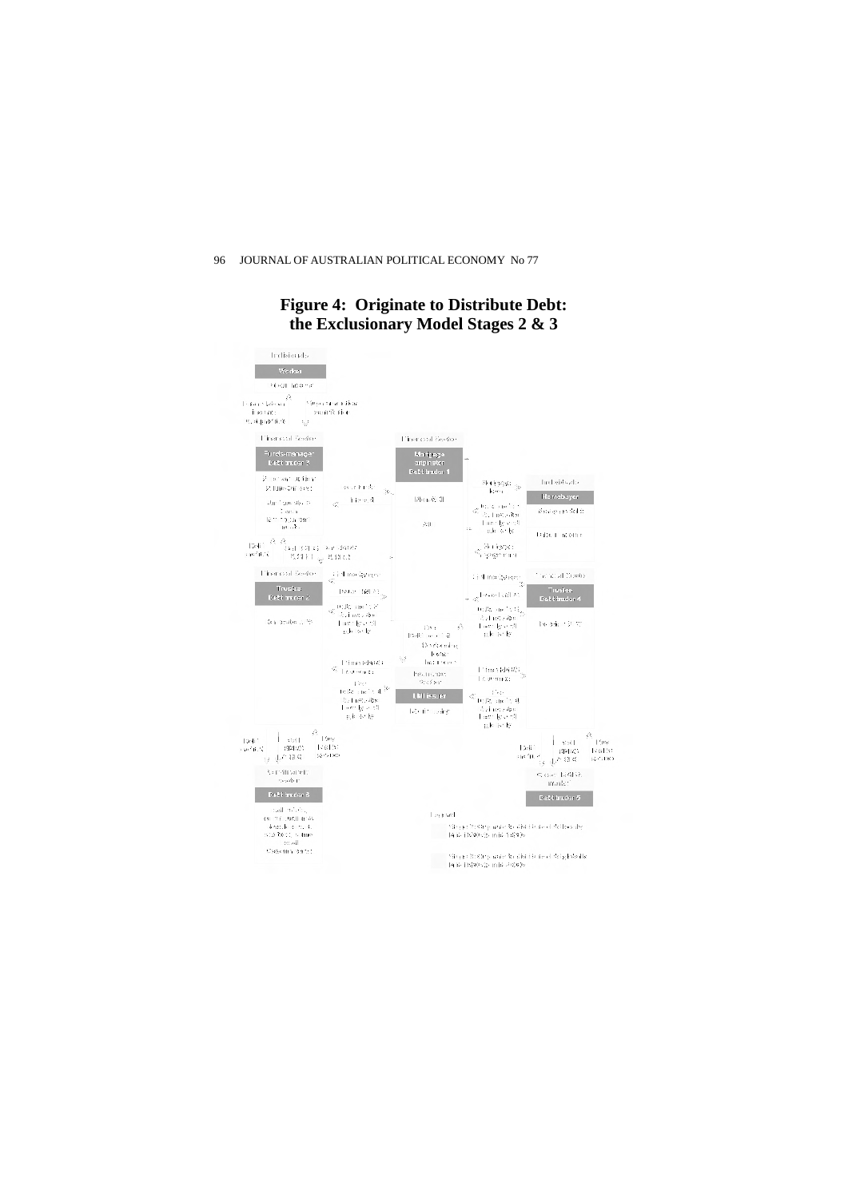# Figure 4: Originate to Distribute Debt: the Exclusionary Model Stages 2 & 3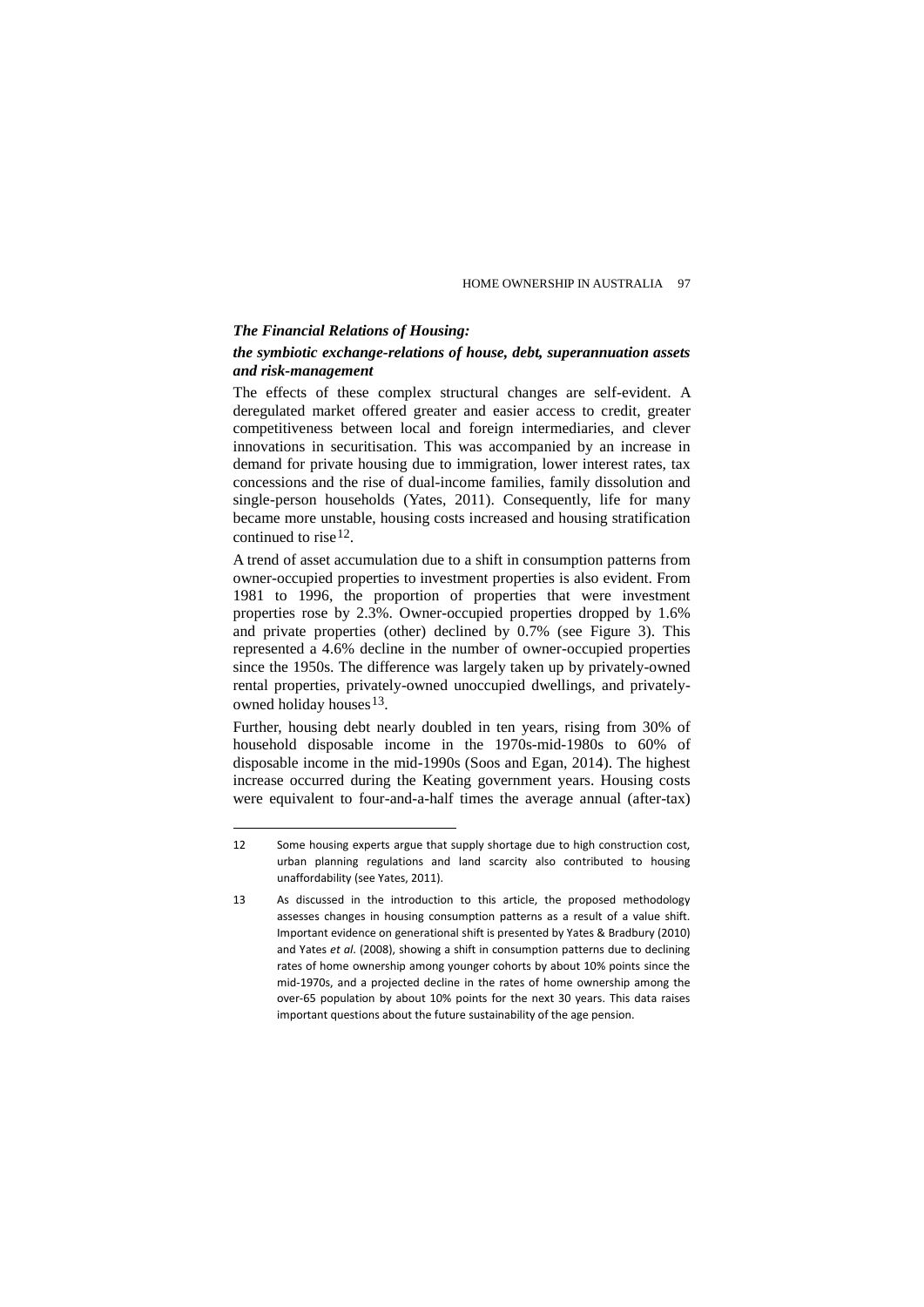### *The Financial Relations of Housing:*

#### *the symbiotic exchange-relations of house, debt, superannuation assets and risk-management*

The effects of these complex structural changes are self-evident. A deregulated market offered greater and easier access to credit, greater competitiveness between local and foreign intermediaries, and clever innovations in securitisation. This was accompanied by an increase in demand for private housing due to immigration, lower interest rates, tax concessions and the rise of dual-income families, family dissolution and single-person households (Yates, 2011). Consequently, life for many became more unstable, housing costs increased and housing stratification continued to rise[12].

A trend of asset accumulation due to a shift in consumption patterns from owner-occupied properties to investment properties is also evident. From 1981 to 1996, the proportion of properties that were investment properties rose by 2.3%. Owner-occupied properties dropped by 1.6% and private properties (other) declined by 0.7% (see Figure 3). This represented a 4.6% decline in the number of owner-occupied properties since the 1950s. The difference was largely taken up by privately-owned rental properties, privately-owned unoccupied dwellings, and privately-owned holiday houses[13].

Further, housing debt nearly doubled in ten years, rising from 30% of household disposable income in the 1970s-mid-1980s to 60% of disposable income in the mid-1990s (Soos and Egan, 2014). The highest increase occurred during the Keating government years. Housing costs were equivalent to four-and-a-half times the average annual (after-tax)

---

12 Some housing experts argue that supply shortage due to high construction cost, urban planning regulations and land scarcity also contributed to housing unaffordability (see Yates, 2011).

13 As discussed in the introduction to this article, the proposed methodology assesses changes in housing consumption patterns as a result of a value shift. Important evidence on generational shift is presented by Yates & Bradbury (2010) and Yates *et al*. (2008), showing a shift in consumption patterns due to declining rates of home ownership among younger cohorts by about 10% points since the mid-1970s, and a projected decline in the rates of home ownership among the over-65 population by about 10% points for the next 30 years. This data raises important questions about the future sustainability of the age pension.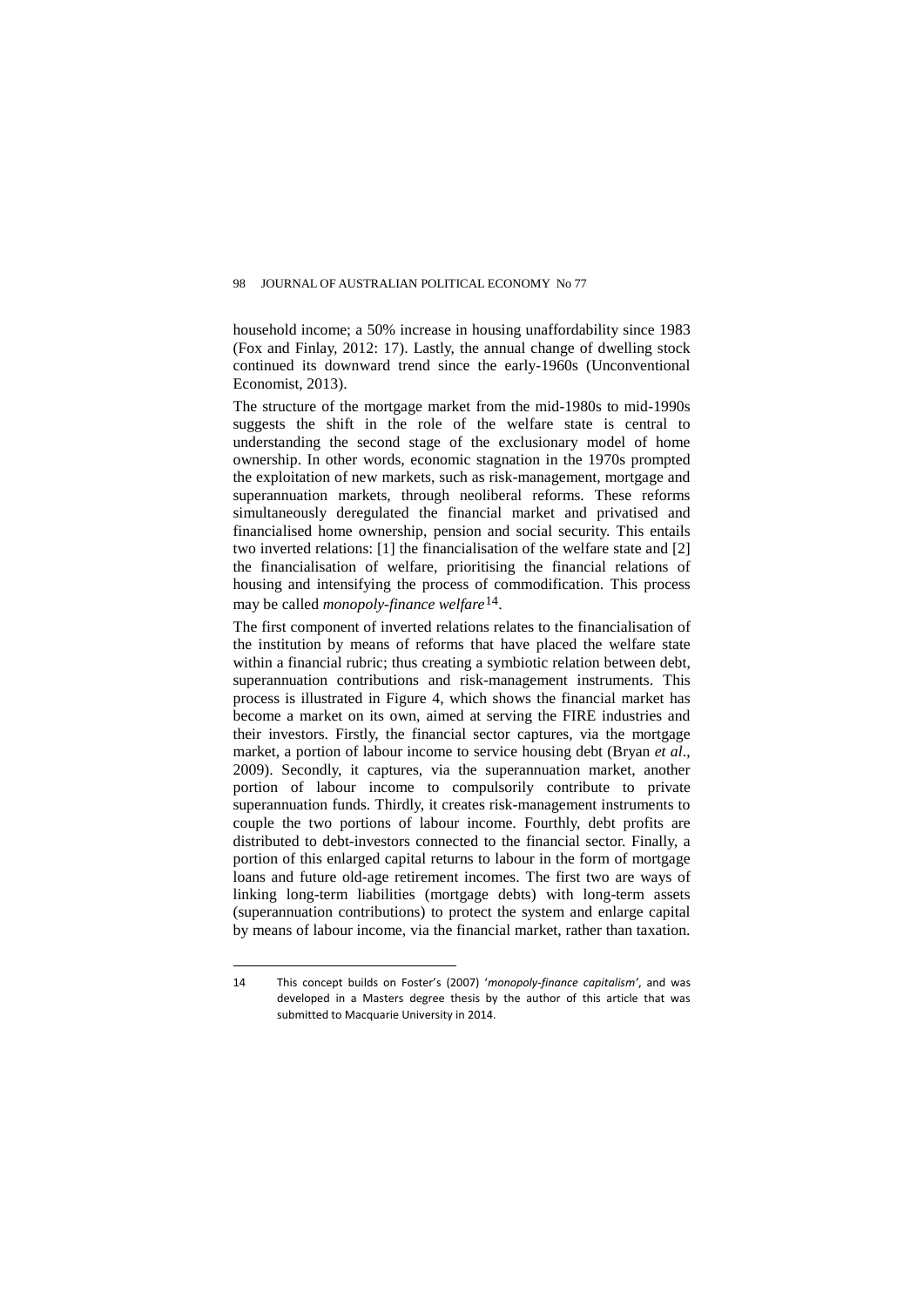household income; a 50% increase in housing unaffordability since 1983 (Fox and Finlay, 2012: 17). Lastly, the annual change of dwelling stock continued its downward trend since the early-1960s (Unconventional Economist, 2013).

The structure of the mortgage market from the mid-1980s to mid-1990s suggests the shift in the role of the welfare state is central to understanding the second stage of the exclusionary model of home ownership. In other words, economic stagnation in the 1970s prompted the exploitation of new markets, such as risk-management, mortgage and superannuation markets, through neoliberal reforms. These reforms simultaneously deregulated the financial market and privatised and financialised home ownership, pension and social security. This entails two inverted relations: [1] the financialisation of the welfare state and [2] the financialisation of welfare, prioritising the financial relations of housing and intensifying the process of commodification. This process may be called *monopoly-finance welfare*[14].

The first component of inverted relations relates to the financialisation of the institution by means of reforms that have placed the welfare state within a financial rubric; thus creating a symbiotic relation between debt, superannuation contributions and risk-management instruments. This process is illustrated in Figure 4, which shows the financial market has become a market on its own, aimed at serving the FIRE industries and their investors. Firstly, the financial sector captures, via the mortgage market, a portion of labour income to service housing debt (Bryan *et al*., 2009). Secondly, it captures, via the superannuation market, another portion of labour income to compulsorily contribute to private superannuation funds. Thirdly, it creates risk-management instruments to couple the two portions of labour income. Fourthly, debt profits are distributed to debt-investors connected to the financial sector. Finally, a portion of this enlarged capital returns to labour in the form of mortgage loans and future old-age retirement incomes. The first two are ways of linking long-term liabilities (mortgage debts) with long-term assets (superannuation contributions) to protect the system and enlarge capital by means of labour income, via the financial market, rather than taxation.

---

14 This concept builds on Foster's (2007) '*monopoly-finance capitalism'*, and was developed in a Masters degree thesis by the author of this article that was submitted to Macquarie University in 2014.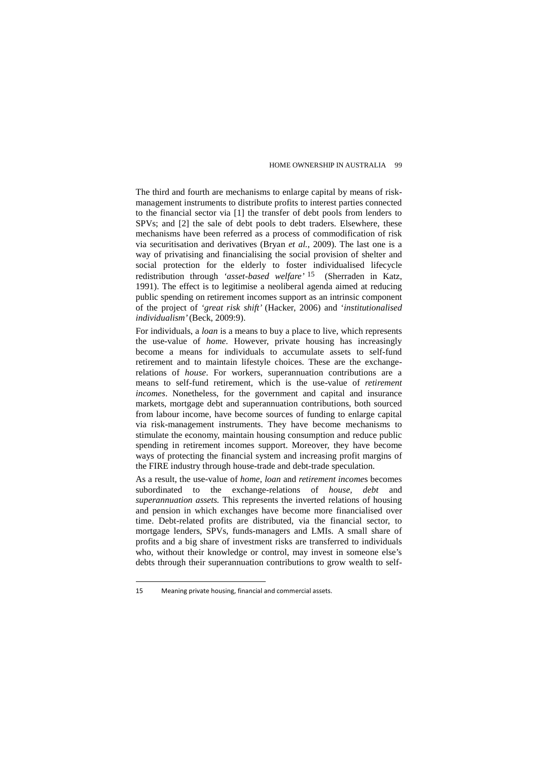The third and fourth are mechanisms to enlarge capital by means of risk-management instruments to distribute profits to interest parties connected to the financial sector via [1] the transfer of debt pools from lenders to SPVs; and [2] the sale of debt pools to debt traders. Elsewhere, these mechanisms have been referred as a process of commodification of risk via securitisation and derivatives (Bryan *et al.*, 2009). The last one is a way of privatising and financialising the social provision of shelter and social protection for the elderly to foster individualised lifecycle redistribution through *'asset-based welfare'* [15] (Sherraden in Katz, 1991). The effect is to legitimise a neoliberal agenda aimed at reducing public spending on retirement incomes support as an intrinsic component of the project of *'great risk shift'* (Hacker, 2006) and *'institutionalised individualism'* (Beck, 2009:9).

For individuals, a *loan* is a means to buy a place to live, which represents the use-value of *home*. However, private housing has increasingly become a means for individuals to accumulate assets to self-fund retirement and to maintain lifestyle choices. These are the exchange-relations of *house*. For workers, superannuation contributions are a means to self-fund retirement, which is the use-value of *retirement incomes*. Nonetheless, for the government and capital and insurance markets, mortgage debt and superannuation contributions, both sourced from labour income, have become sources of funding to enlarge capital via risk-management instruments. They have become mechanisms to stimulate the economy, maintain housing consumption and reduce public spending in retirement incomes support. Moreover, they have become ways of protecting the financial system and increasing profit margins of the FIRE industry through house-trade and debt-trade speculation.

As a result, the use-value of *home*, *loan* and *retirement income*s becomes subordinated to the exchange-relations of *house, debt* and *superannuation assets.* This represents the inverted relations of housing and pension in which exchanges have become more financialised over time. Debt-related profits are distributed, via the financial sector, to mortgage lenders, SPVs, funds-managers and LMIs. A small share of profits and a big share of investment risks are transferred to individuals who, without their knowledge or control, may invest in someone else's debts through their superannuation contributions to grow wealth to self-

15 Meaning private housing, financial and commercial assets.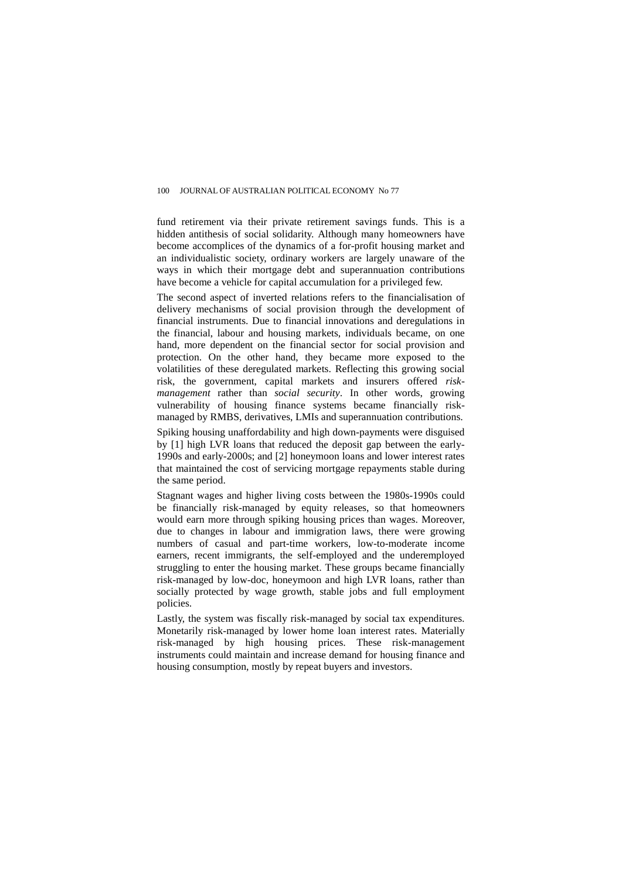fund retirement via their private retirement savings funds. This is a hidden antithesis of social solidarity. Although many homeowners have become accomplices of the dynamics of a for-profit housing market and an individualistic society, ordinary workers are largely unaware of the ways in which their mortgage debt and superannuation contributions have become a vehicle for capital accumulation for a privileged few.

The second aspect of inverted relations refers to the financialisation of delivery mechanisms of social provision through the development of financial instruments. Due to financial innovations and deregulations in the financial, labour and housing markets, individuals became, on one hand, more dependent on the financial sector for social provision and protection. On the other hand, they became more exposed to the volatilities of these deregulated markets. Reflecting this growing social risk, the government, capital markets and insurers offered *risk-management* rather than *social security*. In other words, growing vulnerability of housing finance systems became financially risk-managed by RMBS, derivatives, LMIs and superannuation contributions.

Spiking housing unaffordability and high down-payments were disguised by [1] high LVR loans that reduced the deposit gap between the early-1990s and early-2000s; and [2] honeymoon loans and lower interest rates that maintained the cost of servicing mortgage repayments stable during the same period.

Stagnant wages and higher living costs between the 1980s-1990s could be financially risk-managed by equity releases, so that homeowners would earn more through spiking housing prices than wages. Moreover, due to changes in labour and immigration laws, there were growing numbers of casual and part-time workers, low-to-moderate income earners, recent immigrants, the self-employed and the underemployed struggling to enter the housing market. These groups became financially risk-managed by low-doc, honeymoon and high LVR loans, rather than socially protected by wage growth, stable jobs and full employment policies.

Lastly, the system was fiscally risk-managed by social tax expenditures. Monetarily risk-managed by lower home loan interest rates. Materially risk-managed by high housing prices. These risk-management instruments could maintain and increase demand for housing finance and housing consumption, mostly by repeat buyers and investors.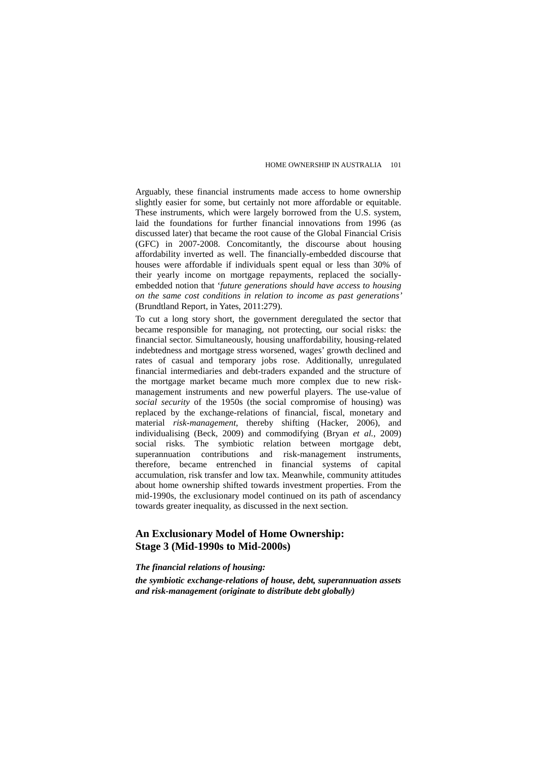Arguably, these financial instruments made access to home ownership slightly easier for some, but certainly not more affordable or equitable. These instruments, which were largely borrowed from the U.S. system, laid the foundations for further financial innovations from 1996 (as discussed later) that became the root cause of the Global Financial Crisis (GFC) in 2007-2008. Concomitantly, the discourse about housing affordability inverted as well. The financially-embedded discourse that houses were affordable if individuals spent equal or less than 30% of their yearly income on mortgage repayments, replaced the socially-embedded notion that '*future generations should have access to housing on the same cost conditions in relation to income as past generations'* (Brundtland Report, in Yates, 2011:279).

To cut a long story short, the government deregulated the sector that became responsible for managing, not protecting, our social risks: the financial sector. Simultaneously, housing unaffordability, housing-related indebtedness and mortgage stress worsened, wages' growth declined and rates of casual and temporary jobs rose. Additionally, unregulated financial intermediaries and debt-traders expanded and the structure of the mortgage market became much more complex due to new risk-management instruments and new powerful players. The use-value of *social security* of the 1950s (the social compromise of housing) was replaced by the exchange-relations of financial, fiscal, monetary and material *risk-management*, thereby shifting (Hacker, 2006), and individualising (Beck, 2009) and commodifying (Bryan *et al.*, 2009) social risks. The symbiotic relation between mortgage debt, superannuation contributions and risk-management instruments, therefore, became entrenched in financial systems of capital accumulation, risk transfer and low tax. Meanwhile, community attitudes about home ownership shifted towards investment properties. From the mid-1990s, the exclusionary model continued on its path of ascendancy towards greater inequality, as discussed in the next section.

## An Exclusionary Model of Home Ownership: Stage 3 (Mid-1990s to Mid-2000s)

***The financial relations of housing:***

***the symbiotic exchange-relations of house, debt, superannuation assets and risk-management (originate to distribute debt globally)***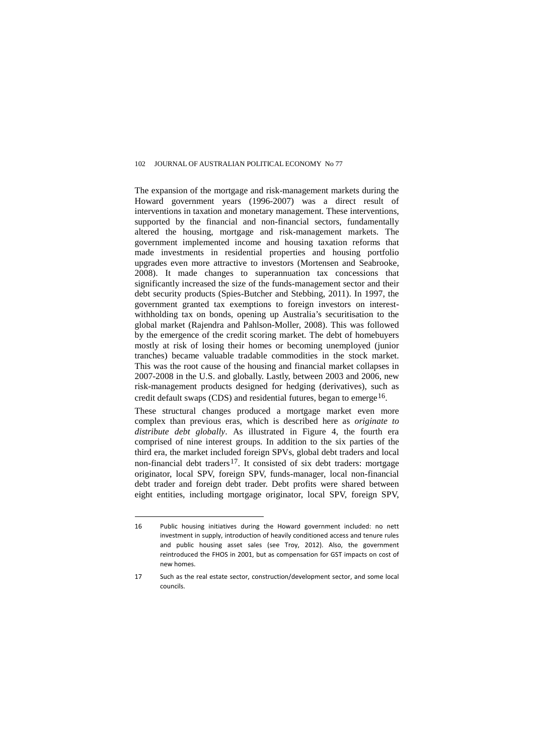The expansion of the mortgage and risk-management markets during the Howard government years (1996-2007) was a direct result of interventions in taxation and monetary management. These interventions, supported by the financial and non-financial sectors, fundamentally altered the housing, mortgage and risk-management markets. The government implemented income and housing taxation reforms that made investments in residential properties and housing portfolio upgrades even more attractive to investors (Mortensen and Seabrooke, 2008). It made changes to superannuation tax concessions that significantly increased the size of the funds-management sector and their debt security products (Spies-Butcher and Stebbing, 2011). In 1997, the government granted tax exemptions to foreign investors on interest-withholding tax on bonds, opening up Australia's securitisation to the global market (Rajendra and Pahlson-Moller, 2008). This was followed by the emergence of the credit scoring market. The debt of homebuyers mostly at risk of losing their homes or becoming unemployed (junior tranches) became valuable tradable commodities in the stock market. This was the root cause of the housing and financial market collapses in 2007-2008 in the U.S. and globally. Lastly, between 2003 and 2006, new risk-management products designed for hedging (derivatives), such as credit default swaps (CDS) and residential futures, began to emerge[16].

These structural changes produced a mortgage market even more complex than previous eras, which is described here as *originate to distribute debt globally*. As illustrated in Figure 4, the fourth era comprised of nine interest groups. In addition to the six parties of the third era, the market included foreign SPVs, global debt traders and local non-financial debt traders[17]. It consisted of six debt traders: mortgage originator, local SPV, foreign SPV, funds-manager, local non-financial debt trader and foreign debt trader. Debt profits were shared between eight entities, including mortgage originator, local SPV, foreign SPV,

---

16 Public housing initiatives during the Howard government included: no nett investment in supply, introduction of heavily conditioned access and tenure rules and public housing asset sales (see Troy, 2012). Also, the government reintroduced the FHOS in 2001, but as compensation for GST impacts on cost of new homes.

17 Such as the real estate sector, construction/development sector, and some local councils.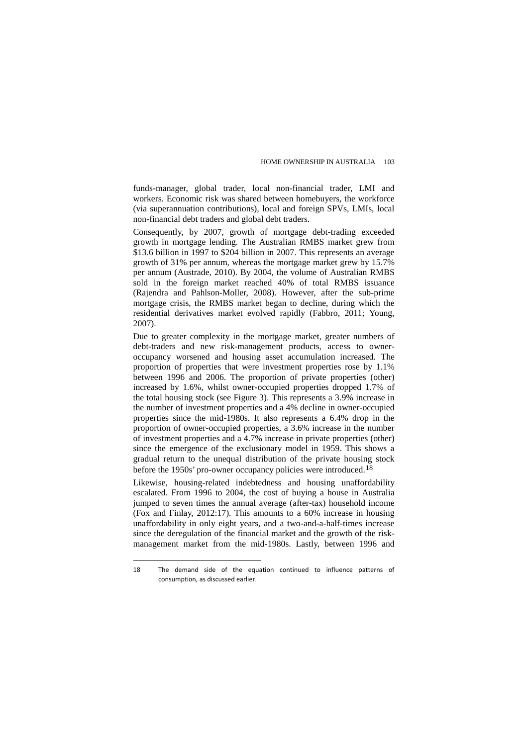funds-manager, global trader, local non-financial trader, LMI and workers. Economic risk was shared between homebuyers, the workforce (via superannuation contributions), local and foreign SPVs, LMIs, local non-financial debt traders and global debt traders.

Consequently, by 2007, growth of mortgage debt-trading exceeded growth in mortgage lending. The Australian RMBS market grew from $13.6 billion in 1997 to $204 billion in 2007. This represents an average growth of 31% per annum, whereas the mortgage market grew by 15.7% per annum (Austrade, 2010). By 2004, the volume of Australian RMBS sold in the foreign market reached 40% of total RMBS issuance (Rajendra and Pahlson-Moller, 2008). However, after the sub-prime mortgage crisis, the RMBS market began to decline, during which the residential derivatives market evolved rapidly (Fabbro, 2011; Young, 2007).

Due to greater complexity in the mortgage market, greater numbers of debt-traders and new risk-management products, access to owner-occupancy worsened and housing asset accumulation increased. The proportion of properties that were investment properties rose by 1.1% between 1996 and 2006. The proportion of private properties (other) increased by 1.6%, whilst owner-occupied properties dropped 1.7% of the total housing stock (see Figure 3). This represents a 3.9% increase in the number of investment properties and a 4% decline in owner-occupied properties since the mid-1980s. It also represents a 6.4% drop in the proportion of owner-occupied properties, a 3.6% increase in the number of investment properties and a 4.7% increase in private properties (other) since the emergence of the exclusionary model in 1959. This shows a gradual return to the unequal distribution of the private housing stock before the 1950s' pro-owner occupancy policies were introduced.[18]

Likewise, housing-related indebtedness and housing unaffordability escalated. From 1996 to 2004, the cost of buying a house in Australia jumped to seven times the annual average (after-tax) household income (Fox and Finlay, 2012:17). This amounts to a 60% increase in housing unaffordability in only eight years, and a two-and-a-half-times increase since the deregulation of the financial market and the growth of the risk-management market from the mid-1980s. Lastly, between 1996 and

---

18 The demand side of the equation continued to influence patterns of consumption, as discussed earlier.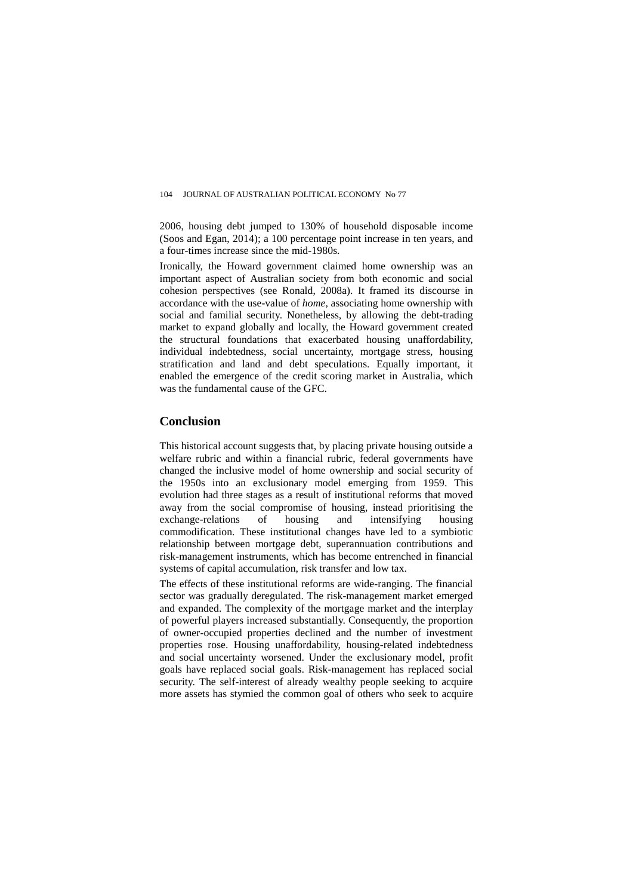2006, housing debt jumped to 130% of household disposable income (Soos and Egan, 2014); a 100 percentage point increase in ten years, and a four-times increase since the mid-1980s.

Ironically, the Howard government claimed home ownership was an important aspect of Australian society from both economic and social cohesion perspectives (see Ronald, 2008a). It framed its discourse in accordance with the use-value of *home,* associating home ownership with social and familial security. Nonetheless, by allowing the debt-trading market to expand globally and locally, the Howard government created the structural foundations that exacerbated housing unaffordability, individual indebtedness, social uncertainty, mortgage stress, housing stratification and land and debt speculations. Equally important, it enabled the emergence of the credit scoring market in Australia, which was the fundamental cause of the GFC.

## Conclusion

This historical account suggests that, by placing private housing outside a welfare rubric and within a financial rubric, federal governments have changed the inclusive model of home ownership and social security of the 1950s into an exclusionary model emerging from 1959. This evolution had three stages as a result of institutional reforms that moved away from the social compromise of housing, instead prioritising the exchange-relations of housing and intensifying housing commodification. These institutional changes have led to a symbiotic relationship between mortgage debt, superannuation contributions and risk-management instruments, which has become entrenched in financial systems of capital accumulation, risk transfer and low tax.

The effects of these institutional reforms are wide-ranging. The financial sector was gradually deregulated. The risk-management market emerged and expanded. The complexity of the mortgage market and the interplay of powerful players increased substantially. Consequently, the proportion of owner-occupied properties declined and the number of investment properties rose. Housing unaffordability, housing-related indebtedness and social uncertainty worsened. Under the exclusionary model, profit goals have replaced social goals. Risk-management has replaced social security. The self-interest of already wealthy people seeking to acquire more assets has stymied the common goal of others who seek to acquire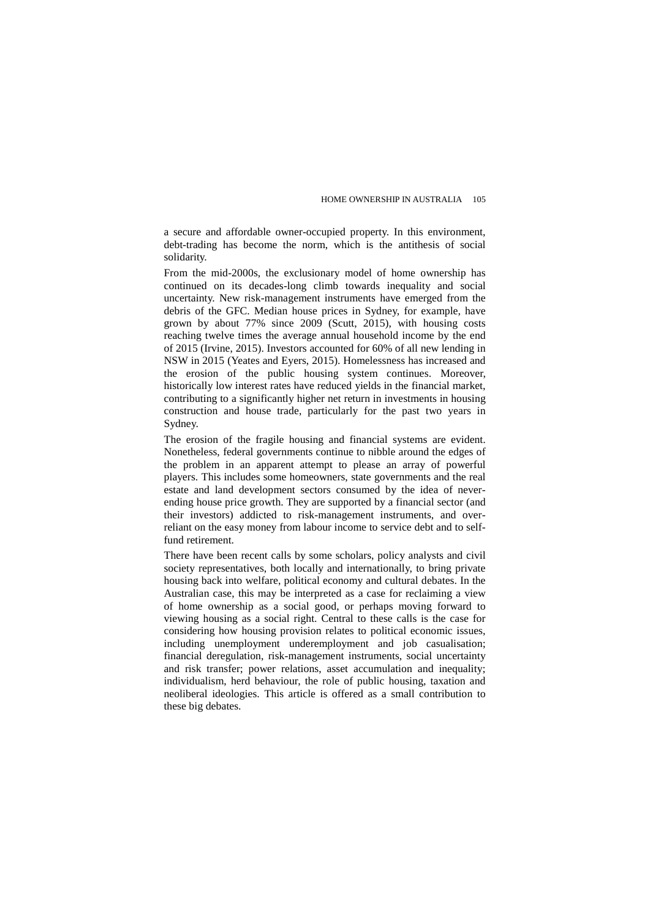a secure and affordable owner-occupied property. In this environment, debt-trading has become the norm, which is the antithesis of social solidarity.

From the mid-2000s, the exclusionary model of home ownership has continued on its decades-long climb towards inequality and social uncertainty. New risk-management instruments have emerged from the debris of the GFC. Median house prices in Sydney, for example, have grown by about 77% since 2009 (Scutt, 2015), with housing costs reaching twelve times the average annual household income by the end of 2015 (Irvine, 2015). Investors accounted for 60% of all new lending in NSW in 2015 (Yeates and Eyers, 2015). Homelessness has increased and the erosion of the public housing system continues. Moreover, historically low interest rates have reduced yields in the financial market, contributing to a significantly higher net return in investments in housing construction and house trade, particularly for the past two years in Sydney.

The erosion of the fragile housing and financial systems are evident. Nonetheless, federal governments continue to nibble around the edges of the problem in an apparent attempt to please an array of powerful players. This includes some homeowners, state governments and the real estate and land development sectors consumed by the idea of never-ending house price growth. They are supported by a financial sector (and their investors) addicted to risk-management instruments, and over-reliant on the easy money from labour income to service debt and to self-fund retirement.

There have been recent calls by some scholars, policy analysts and civil society representatives, both locally and internationally, to bring private housing back into welfare, political economy and cultural debates. In the Australian case, this may be interpreted as a case for reclaiming a view of home ownership as a social good, or perhaps moving forward to viewing housing as a social right. Central to these calls is the case for considering how housing provision relates to political economic issues, including unemployment underemployment and job casualisation; financial deregulation, risk-management instruments, social uncertainty and risk transfer; power relations, asset accumulation and inequality; individualism, herd behaviour, the role of public housing, taxation and neoliberal ideologies. This article is offered as a small contribution to these big debates.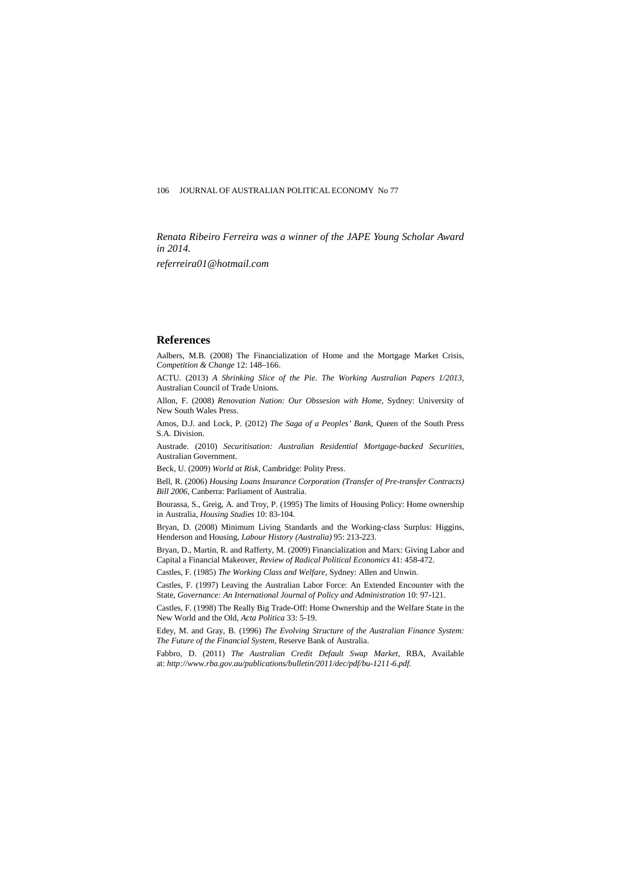*Renata Ribeiro Ferreira was a winner of the JAPE Young Scholar Award in 2014.*

*referreira01@hotmail.com*

## References

Aalbers, M.B. (2008) The Financialization of Home and the Mortgage Market Crisis, *Competition & Change* 12: 148–166.

ACTU. (2013) *A Shrinking Slice of the Pie. The Working Australian Papers 1/2013*, Australian Council of Trade Unions.

Allon, F. (2008) *Renovation Nation: Our Obssesion with Home*, Sydney: University of New South Wales Press.

Amos, D.J. and Lock, P. (2012) *The Saga of a Peoples' Bank*, Queen of the South Press S.A. Division.

Austrade. (2010) *Securitisation: Australian Residential Mortgage-backed Securities*, Australian Government.

Beck, U. (2009) *World at Risk*, Cambridge: Polity Press.

Bell, R. (2006) *Housing Loans Insurance Corporation (Transfer of Pre-transfer Contracts) Bill 2006*, Canberra: Parliament of Australia.

Bourassa, S., Greig, A. and Troy, P. (1995) The limits of Housing Policy: Home ownership in Australia, *Housing Studies* 10: 83-104.

Bryan, D. (2008) Minimum Living Standards and the Working-class Surplus: Higgins, Henderson and Housing, *Labour History (Australia)* 95: 213-223.

Bryan, D., Martin, R. and Rafferty, M. (2009) Financialization and Marx: Giving Labor and Capital a Financial Makeover, *Review of Radical Political Economics* 41: 458-472.

Castles, F. (1985) *The Working Class and Welfare*, Sydney: Allen and Unwin.

Castles, F. (1997) Leaving the Australian Labor Force: An Extended Encounter with the State, *Governance: An International Journal of Policy and Administration* 10: 97-121.

Castles, F. (1998) The Really Big Trade-Off: Home Ownership and the Welfare State in the New World and the Old, *Acta Politica* 33: 5-19.

Edey, M. and Gray, B. (1996) *The Evolving Structure of the Australian Finance System: The Future of the Financial System*, Reserve Bank of Australia.

Fabbro, D. (2011) *The Australian Credit Default Swap Market*, RBA, Available at: *http://www.rba.gov.au/publications/bulletin/2011/dec/pdf/bu-1211-6.pdf.*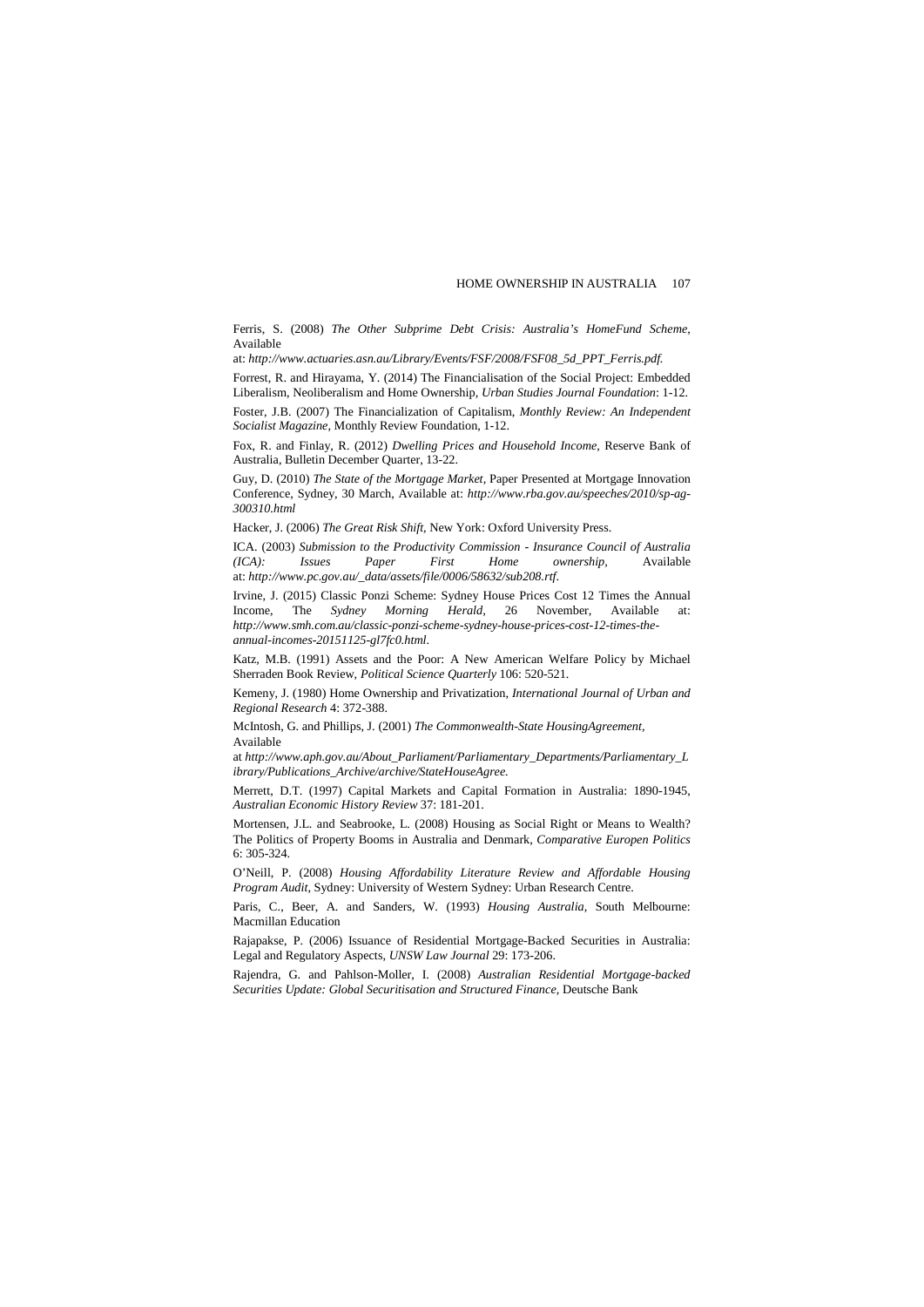Ferris, S. (2008) *The Other Subprime Debt Crisis: Australia's HomeFund Scheme*, Available at: *http://www.actuaries.asn.au/Library/Events/FSF/2008/FSF08_5d_PPT_Ferris.pdf.*

Forrest, R. and Hirayama, Y. (2014) The Financialisation of the Social Project: Embedded Liberalism, Neoliberalism and Home Ownership, *Urban Studies Journal Foundation*: 1-12.

Foster, J.B. (2007) The Financialization of Capitalism, *Monthly Review: An Independent Socialist Magazine*, Monthly Review Foundation, 1-12.

Fox, R. and Finlay, R. (2012) *Dwelling Prices and Household Income*, Reserve Bank of Australia, Bulletin December Quarter, 13-22.

Guy, D. (2010) *The State of the Mortgage Market*, Paper Presented at Mortgage Innovation Conference, Sydney, 30 March, Available at: *http://www.rba.gov.au/speeches/2010/sp-ag-300310.html*

Hacker, J. (2006) *The Great Risk Shift*, New York: Oxford University Press.

ICA. (2003) *Submission to the Productivity Commission - Insurance Council of Australia (ICA): Issues Paper First Home ownership*, Available at: *http://www.pc.gov.au/_data/assets/file/0006/58632/sub208.rtf*.

Irvine, J. (2015) Classic Ponzi Scheme: Sydney House Prices Cost 12 Times the Annual Income, The *Sydney Morning Herald*, 26 November, Available at: *http://www.smh.com.au/classic-ponzi-scheme-sydney-house-prices-cost-12-times-the-annual-incomes-20151125-gl7fc0.html*.

Katz, M.B. (1991) Assets and the Poor: A New American Welfare Policy by Michael Sherraden Book Review, *Political Science Quarterly* 106: 520-521.

Kemeny, J. (1980) Home Ownership and Privatization, *International Journal of Urban and Regional Research* 4: 372-388.

McIntosh, G. and Phillips, J. (2001) *The Commonwealth-State HousingAgreement*, Available at *http://www.aph.gov.au/About_Parliament/Parliamentary_Departments/Parliamentary_Library/Publications_Archive/archive/StateHouseAgree.*

Merrett, D.T. (1997) Capital Markets and Capital Formation in Australia: 1890-1945, *Australian Economic History Review* 37: 181-201.

Mortensen, J.L. and Seabrooke, L. (2008) Housing as Social Right or Means to Wealth? The Politics of Property Booms in Australia and Denmark, *Comparative Europen Politics* 6: 305-324.

O'Neill, P. (2008) *Housing Affordability Literature Review and Affordable Housing Program Audit*, Sydney: University of Western Sydney: Urban Research Centre.

Paris, C., Beer, A. and Sanders, W. (1993) *Housing Australia*, South Melbourne: Macmillan Education

Rajapakse, P. (2006) Issuance of Residential Mortgage-Backed Securities in Australia: Legal and Regulatory Aspects, *UNSW Law Journal* 29: 173-206.

Rajendra, G. and Pahlson-Moller, I. (2008) *Australian Residential Mortgage-backed Securities Update: Global Securitisation and Structured Finance*, Deutsche Bank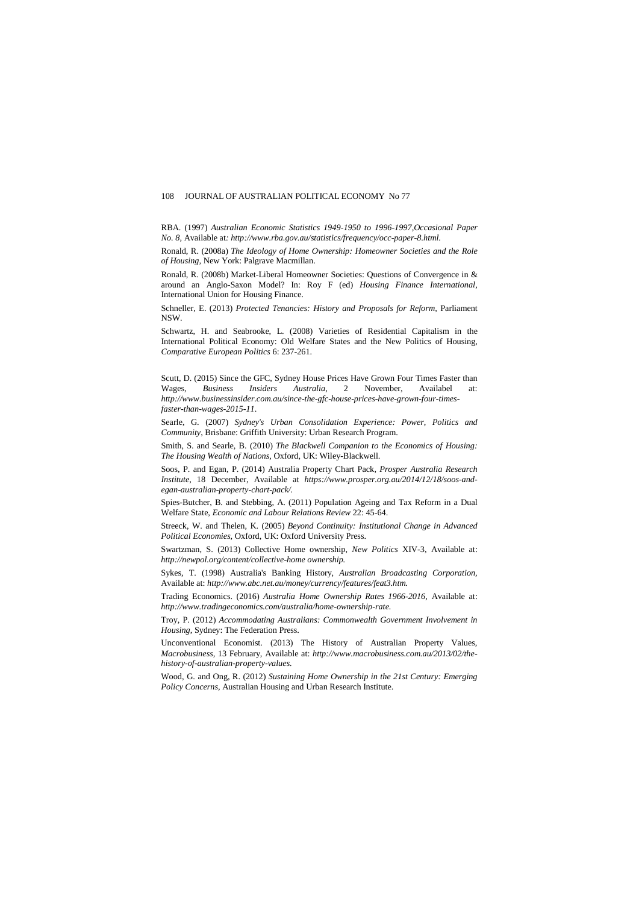RBA. (1997) *Australian Economic Statistics 1949-1950 to 1996-1997,Occasional Paper No. 8*, Available at: *http://www.rba.gov.au/statistics/frequency/occ-paper-8.html*.

Ronald, R. (2008a) *The Ideology of Home Ownership: Homeowner Societies and the Role of Housing*, New York: Palgrave Macmillan.

Ronald, R. (2008b) Market-Liberal Homeowner Societies: Questions of Convergence in & around an Anglo-Saxon Model? In: Roy F (ed) *Housing Finance International*, International Union for Housing Finance.

Schneller, E. (2013) *Protected Tenancies: History and Proposals for Reform*, Parliament NSW.

Schwartz, H. and Seabrooke, L. (2008) Varieties of Residential Capitalism in the International Political Economy: Old Welfare States and the New Politics of Housing, *Comparative European Politics* 6: 237-261.

Scutt, D. (2015) Since the GFC, Sydney House Prices Have Grown Four Times Faster than Wages, *Business Insiders Australia*, 2 November, Availabel at: *http://www.businessinsider.com.au/since-the-gfc-house-prices-have-grown-four-times-faster-than-wages-2015-11*.

Searle, G. (2007) *Sydney's Urban Consolidation Experience: Power, Politics and Community*, Brisbane: Griffith University: Urban Research Program.

Smith, S. and Searle, B. (2010) *The Blackwell Companion to the Economics of Housing: The Housing Wealth of Nations*, Oxford, UK: Wiley-Blackwell.

Soos, P. and Egan, P. (2014) Australia Property Chart Pack, *Prosper Australia Research Institute*, 18 December, Available at *https://www.prosper.org.au/2014/12/18/soos-and-egan-australian-property-chart-pack/*.

Spies-Butcher, B. and Stebbing, A. (2011) Population Ageing and Tax Reform in a Dual Welfare State, *Economic and Labour Relations Review* 22: 45-64.

Streeck, W. and Thelen, K. (2005) *Beyond Continuity: Institutional Change in Advanced Political Economies*, Oxford, UK: Oxford University Press.

Swartzman, S. (2013) Collective Home ownership, *New Politics* XIV-3, Available at: *http://newpol.org/content/collective-home ownership.*

Sykes, T. (1998) Australia's Banking History, *Australian Broadcasting Corporation*, Available at: *http://www.abc.net.au/money/currency/features/feat3.htm.*

Trading Economics. (2016) *Australia Home Ownership Rates 1966-2016*, Available at: *http://www.tradingeconomics.com/australia/home-ownership-rate.*

Troy, P. (2012) *Accommodating Australians: Commonwealth Government Involvement in Housing*, Sydney: The Federation Press.

Unconventional Economist. (2013) The History of Australian Property Values, *Macrobusiness*, 13 February, Available at: *http://www.macrobusiness.com.au/2013/02/the-history-of-australian-property-values.*

Wood, G. and Ong, R. (2012) *Sustaining Home Ownership in the 21st Century: Emerging Policy Concerns*, Australian Housing and Urban Research Institute.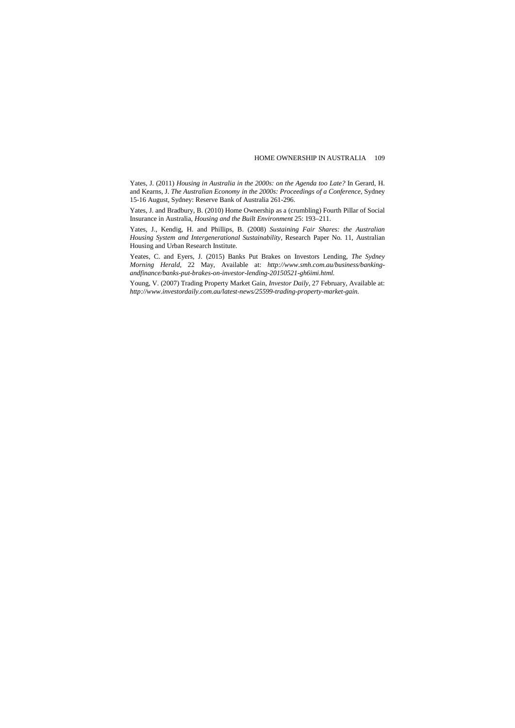Yates, J. (2011) *Housing in Australia in the 2000s: on the Agenda too Late?* In Gerard, H. and Kearns, J. *The Australian Economy in the 2000s: Proceedings of a Conference*, Sydney 15-16 August, Sydney: Reserve Bank of Australia 261-296.

Yates, J. and Bradbury, B. (2010) Home Ownership as a (crumbling) Fourth Pillar of Social Insurance in Australia, *Housing and the Built Environment* 25: 193–211.

Yates, J., Kendig, H. and Phillips, B. (2008) *Sustaining Fair Shares: the Australian Housing System and Intergenerational Sustainability*, Research Paper No. 11, Australian Housing and Urban Research Institute.

Yeates, C. and Eyers, J. (2015) Banks Put Brakes on Investors Lending, *The Sydney Morning Herald*, 22 May, Available at: *http://www.smh.com.au/business/banking-andfinance/banks-put-brakes-on-investor-lending-20150521-gh6imi.html.*

Young, V. (2007) Trading Property Market Gain, *Investor Daily*, 27 February, Available at: *http://www.investordaily.com.au/latest-news/25599-trading-property-market-gain.*